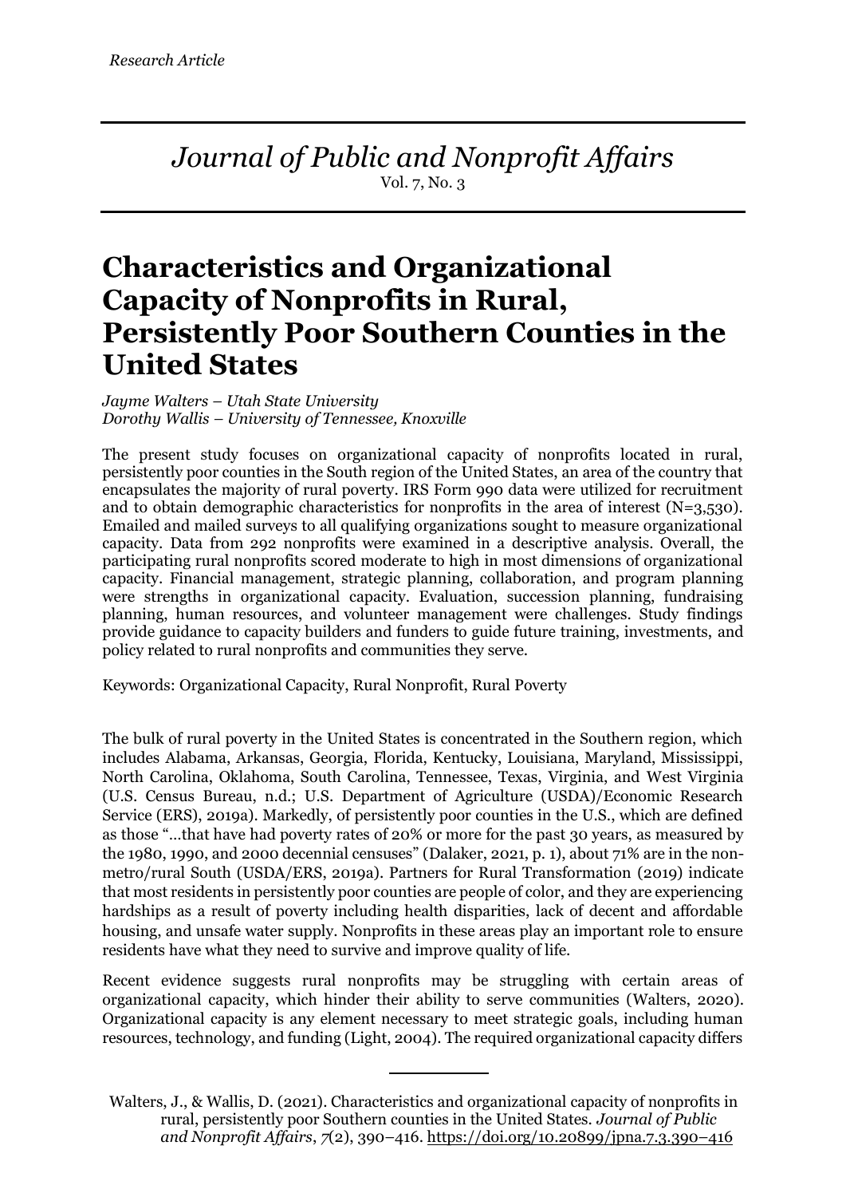*Research Article*

*Journal of Public and Nonprofit Affairs*
Vol. 7, No. 3

# Characteristics and Organizational Capacity of Nonprofits in Rural, Persistently Poor Southern Counties in the United States

*Jayme Walters – Utah State University*
*Dorothy Wallis – University of Tennessee, Knoxville*

The present study focuses on organizational capacity of nonprofits located in rural, persistently poor counties in the South region of the United States, an area of the country that encapsulates the majority of rural poverty. IRS Form 990 data were utilized for recruitment and to obtain demographic characteristics for nonprofits in the area of interest (N=3,530). Emailed and mailed surveys to all qualifying organizations sought to measure organizational capacity. Data from 292 nonprofits were examined in a descriptive analysis. Overall, the participating rural nonprofits scored moderate to high in most dimensions of organizational capacity. Financial management, strategic planning, collaboration, and program planning were strengths in organizational capacity. Evaluation, succession planning, fundraising planning, human resources, and volunteer management were challenges. Study findings provide guidance to capacity builders and funders to guide future training, investments, and policy related to rural nonprofits and communities they serve.

Keywords: Organizational Capacity, Rural Nonprofit, Rural Poverty

The bulk of rural poverty in the United States is concentrated in the Southern region, which includes Alabama, Arkansas, Georgia, Florida, Kentucky, Louisiana, Maryland, Mississippi, North Carolina, Oklahoma, South Carolina, Tennessee, Texas, Virginia, and West Virginia (U.S. Census Bureau, n.d.; U.S. Department of Agriculture (USDA)/Economic Research Service (ERS), 2019a). Markedly, of persistently poor counties in the U.S., which are defined as those "…that have had poverty rates of 20% or more for the past 30 years, as measured by the 1980, 1990, and 2000 decennial censuses" (Dalaker, 2021, p. 1), about 71% are in the non-metro/rural South (USDA/ERS, 2019a). Partners for Rural Transformation (2019) indicate that most residents in persistently poor counties are people of color, and they are experiencing hardships as a result of poverty including health disparities, lack of decent and affordable housing, and unsafe water supply. Nonprofits in these areas play an important role to ensure residents have what they need to survive and improve quality of life.

Recent evidence suggests rural nonprofits may be struggling with certain areas of organizational capacity, which hinder their ability to serve communities (Walters, 2020). Organizational capacity is any element necessary to meet strategic goals, including human resources, technology, and funding (Light, 2004). The required organizational capacity differs

---

Walters, J., & Wallis, D. (2021). Characteristics and organizational capacity of nonprofits in rural, persistently poor Southern counties in the United States. *Journal of Public and Nonprofit Affairs*, *7*(2), 390–416. https://doi.org/10.20899/jpna.7.3.390–416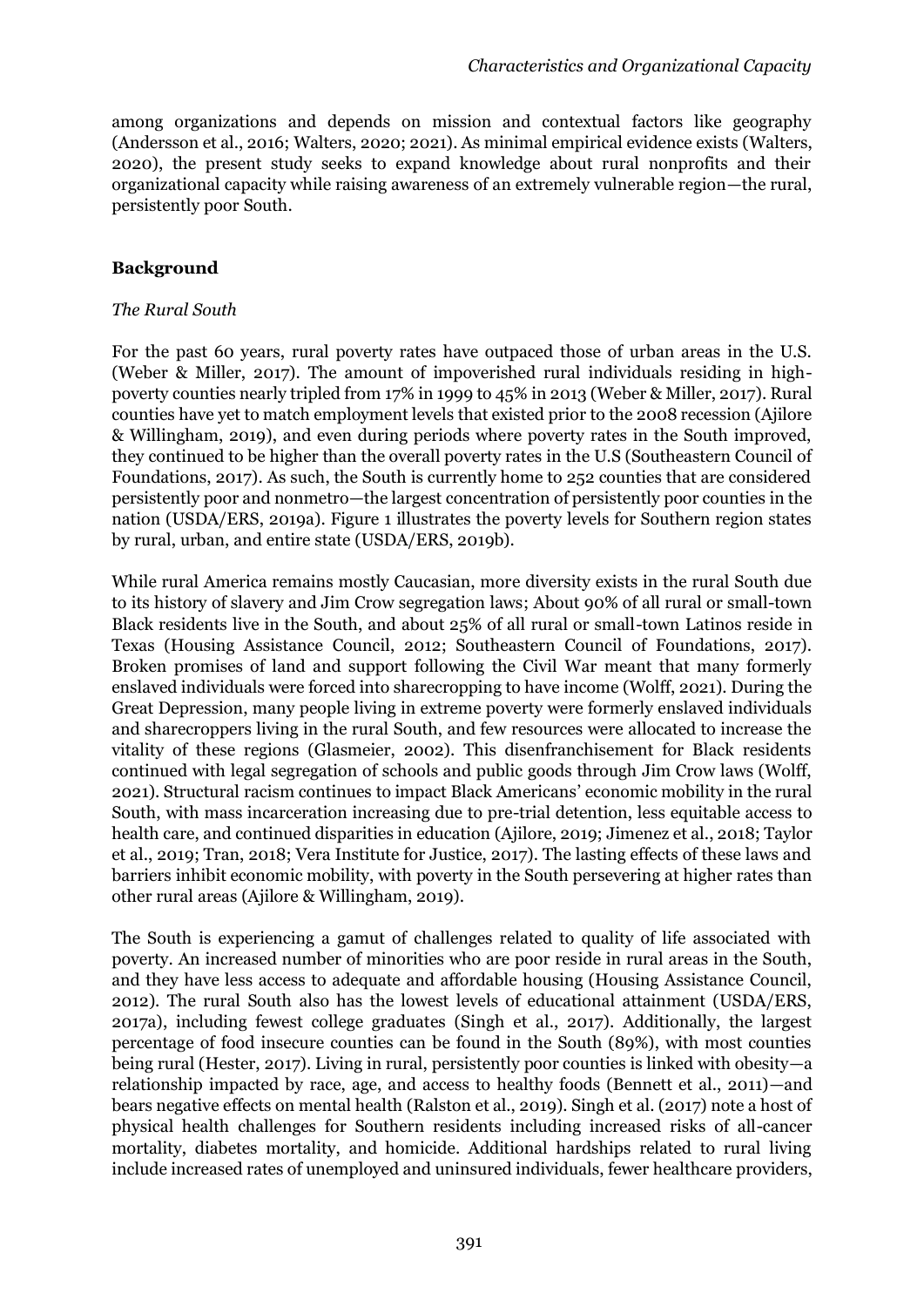among organizations and depends on mission and contextual factors like geography (Andersson et al., 2016; Walters, 2020; 2021). As minimal empirical evidence exists (Walters, 2020), the present study seeks to expand knowledge about rural nonprofits and their organizational capacity while raising awareness of an extremely vulnerable region—the rural, persistently poor South.

## Background

### *The Rural South*

For the past 60 years, rural poverty rates have outpaced those of urban areas in the U.S. (Weber & Miller, 2017). The amount of impoverished rural individuals residing in high-poverty counties nearly tripled from 17% in 1999 to 45% in 2013 (Weber & Miller, 2017). Rural counties have yet to match employment levels that existed prior to the 2008 recession (Ajilore & Willingham, 2019), and even during periods where poverty rates in the South improved, they continued to be higher than the overall poverty rates in the U.S (Southeastern Council of Foundations, 2017). As such, the South is currently home to 252 counties that are considered persistently poor and nonmetro—the largest concentration of persistently poor counties in the nation (USDA/ERS, 2019a). Figure 1 illustrates the poverty levels for Southern region states by rural, urban, and entire state (USDA/ERS, 2019b).

While rural America remains mostly Caucasian, more diversity exists in the rural South due to its history of slavery and Jim Crow segregation laws; About 90% of all rural or small-town Black residents live in the South, and about 25% of all rural or small-town Latinos reside in Texas (Housing Assistance Council, 2012; Southeastern Council of Foundations, 2017). Broken promises of land and support following the Civil War meant that many formerly enslaved individuals were forced into sharecropping to have income (Wolff, 2021). During the Great Depression, many people living in extreme poverty were formerly enslaved individuals and sharecroppers living in the rural South, and few resources were allocated to increase the vitality of these regions (Glasmeier, 2002). This disenfranchisement for Black residents continued with legal segregation of schools and public goods through Jim Crow laws (Wolff, 2021). Structural racism continues to impact Black Americans' economic mobility in the rural South, with mass incarceration increasing due to pre-trial detention, less equitable access to health care, and continued disparities in education (Ajilore, 2019; Jimenez et al., 2018; Taylor et al., 2019; Tran, 2018; Vera Institute for Justice, 2017). The lasting effects of these laws and barriers inhibit economic mobility, with poverty in the South persevering at higher rates than other rural areas (Ajilore & Willingham, 2019).

The South is experiencing a gamut of challenges related to quality of life associated with poverty. An increased number of minorities who are poor reside in rural areas in the South, and they have less access to adequate and affordable housing (Housing Assistance Council, 2012). The rural South also has the lowest levels of educational attainment (USDA/ERS, 2017a), including fewest college graduates (Singh et al., 2017). Additionally, the largest percentage of food insecure counties can be found in the South (89%), with most counties being rural (Hester, 2017). Living in rural, persistently poor counties is linked with obesity—a relationship impacted by race, age, and access to healthy foods (Bennett et al., 2011)—and bears negative effects on mental health (Ralston et al., 2019). Singh et al. (2017) note a host of physical health challenges for Southern residents including increased risks of all-cancer mortality, diabetes mortality, and homicide. Additional hardships related to rural living include increased rates of unemployed and uninsured individuals, fewer healthcare providers,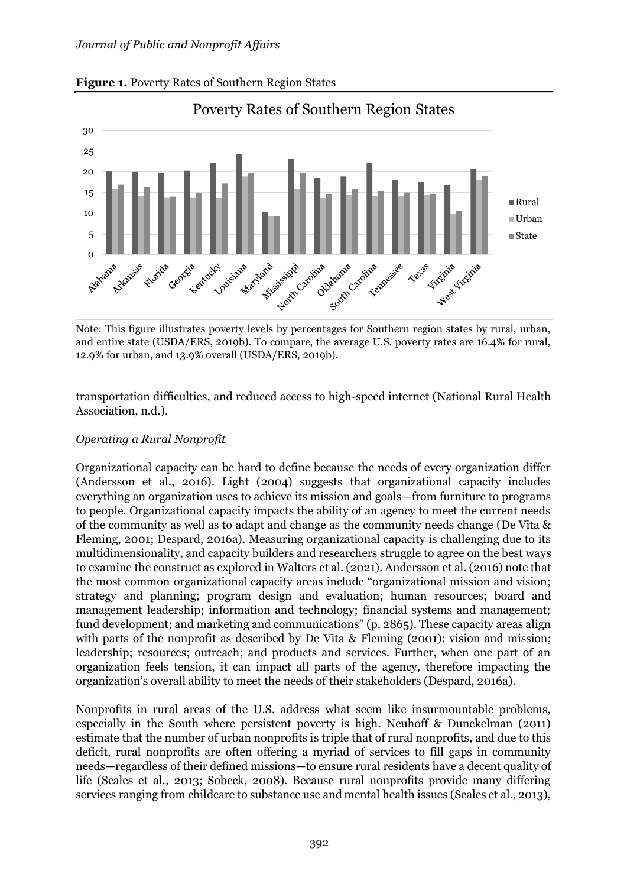**Figure 1.** Poverty Rates of Southern Region States

Note: This figure illustrates poverty levels by percentages for Southern region states by rural, urban, and entire state (USDA/ERS, 2019b). To compare, the average U.S. poverty rates are 16.4% for rural, 12.9% for urban, and 13.9% overall (USDA/ERS, 2019b).

transportation difficulties, and reduced access to high-speed internet (National Rural Health Association, n.d.).

*Operating a Rural Nonprofit*

Organizational capacity can be hard to define because the needs of every organization differ (Andersson et al., 2016). Light (2004) suggests that organizational capacity includes everything an organization uses to achieve its mission and goals—from furniture to programs to people. Organizational capacity impacts the ability of an agency to meet the current needs of the community as well as to adapt and change as the community needs change (De Vita & Fleming, 2001; Despard, 2016a). Measuring organizational capacity is challenging due to its multidimensionality, and capacity builders and researchers struggle to agree on the best ways to examine the construct as explored in Walters et al. (2021). Andersson et al. (2016) note that the most common organizational capacity areas include "organizational mission and vision; strategy and planning; program design and evaluation; human resources; board and management leadership; information and technology; financial systems and management; fund development; and marketing and communications" (p. 2865). These capacity areas align with parts of the nonprofit as described by De Vita & Fleming (2001): vision and mission; leadership; resources; outreach; and products and services. Further, when one part of an organization feels tension, it can impact all parts of the agency, therefore impacting the organization's overall ability to meet the needs of their stakeholders (Despard, 2016a).

Nonprofits in rural areas of the U.S. address what seem like insurmountable problems, especially in the South where persistent poverty is high. Neuhoff & Dunckelman (2011) estimate that the number of urban nonprofits is triple that of rural nonprofits, and due to this deficit, rural nonprofits are often offering a myriad of services to fill gaps in community needs—regardless of their defined missions—to ensure rural residents have a decent quality of life (Scales et al., 2013; Sobeck, 2008). Because rural nonprofits provide many differing services ranging from childcare to substance use and mental health issues (Scales et al., 2013),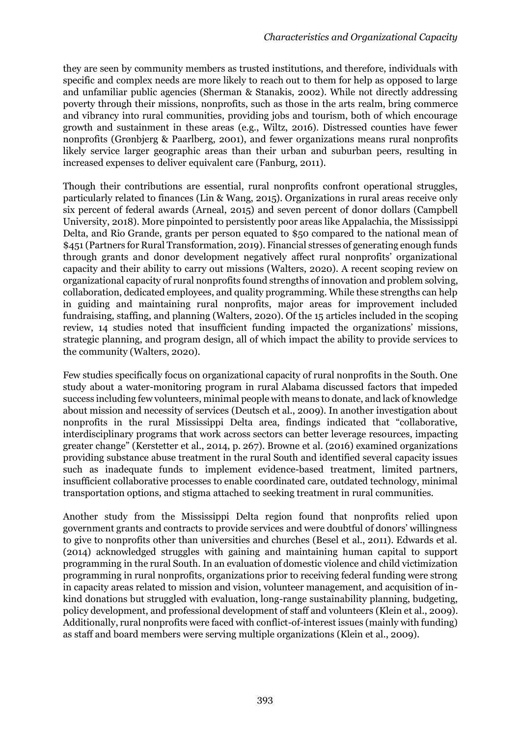they are seen by community members as trusted institutions, and therefore, individuals with specific and complex needs are more likely to reach out to them for help as opposed to large and unfamiliar public agencies (Sherman & Stanakis, 2002). While not directly addressing poverty through their missions, nonprofits, such as those in the arts realm, bring commerce and vibrancy into rural communities, providing jobs and tourism, both of which encourage growth and sustainment in these areas (e.g., Wiltz, 2016). Distressed counties have fewer nonprofits (Grønbjerg & Paarlberg, 2001), and fewer organizations means rural nonprofits likely service larger geographic areas than their urban and suburban peers, resulting in increased expenses to deliver equivalent care (Fanburg, 2011).

Though their contributions are essential, rural nonprofits confront operational struggles, particularly related to finances (Lin & Wang, 2015). Organizations in rural areas receive only six percent of federal awards (Arneal, 2015) and seven percent of donor dollars (Campbell University, 2018). More pinpointed to persistently poor areas like Appalachia, the Mississippi Delta, and Rio Grande, grants per person equated to $50 compared to the national mean of $451 (Partners for Rural Transformation, 2019). Financial stresses of generating enough funds through grants and donor development negatively affect rural nonprofits' organizational capacity and their ability to carry out missions (Walters, 2020). A recent scoping review on organizational capacity of rural nonprofits found strengths of innovation and problem solving, collaboration, dedicated employees, and quality programming. While these strengths can help in guiding and maintaining rural nonprofits, major areas for improvement included fundraising, staffing, and planning (Walters, 2020). Of the 15 articles included in the scoping review, 14 studies noted that insufficient funding impacted the organizations' missions, strategic planning, and program design, all of which impact the ability to provide services to the community (Walters, 2020).

Few studies specifically focus on organizational capacity of rural nonprofits in the South. One study about a water-monitoring program in rural Alabama discussed factors that impeded success including few volunteers, minimal people with means to donate, and lack of knowledge about mission and necessity of services (Deutsch et al., 2009). In another investigation about nonprofits in the rural Mississippi Delta area, findings indicated that "collaborative, interdisciplinary programs that work across sectors can better leverage resources, impacting greater change" (Kerstetter et al., 2014, p. 267). Browne et al. (2016) examined organizations providing substance abuse treatment in the rural South and identified several capacity issues such as inadequate funds to implement evidence-based treatment, limited partners, insufficient collaborative processes to enable coordinated care, outdated technology, minimal transportation options, and stigma attached to seeking treatment in rural communities.

Another study from the Mississippi Delta region found that nonprofits relied upon government grants and contracts to provide services and were doubtful of donors' willingness to give to nonprofits other than universities and churches (Besel et al., 2011). Edwards et al. (2014) acknowledged struggles with gaining and maintaining human capital to support programming in the rural South. In an evaluation of domestic violence and child victimization programming in rural nonprofits, organizations prior to receiving federal funding were strong in capacity areas related to mission and vision, volunteer management, and acquisition of in-kind donations but struggled with evaluation, long-range sustainability planning, budgeting, policy development, and professional development of staff and volunteers (Klein et al., 2009). Additionally, rural nonprofits were faced with conflict-of-interest issues (mainly with funding) as staff and board members were serving multiple organizations (Klein et al., 2009).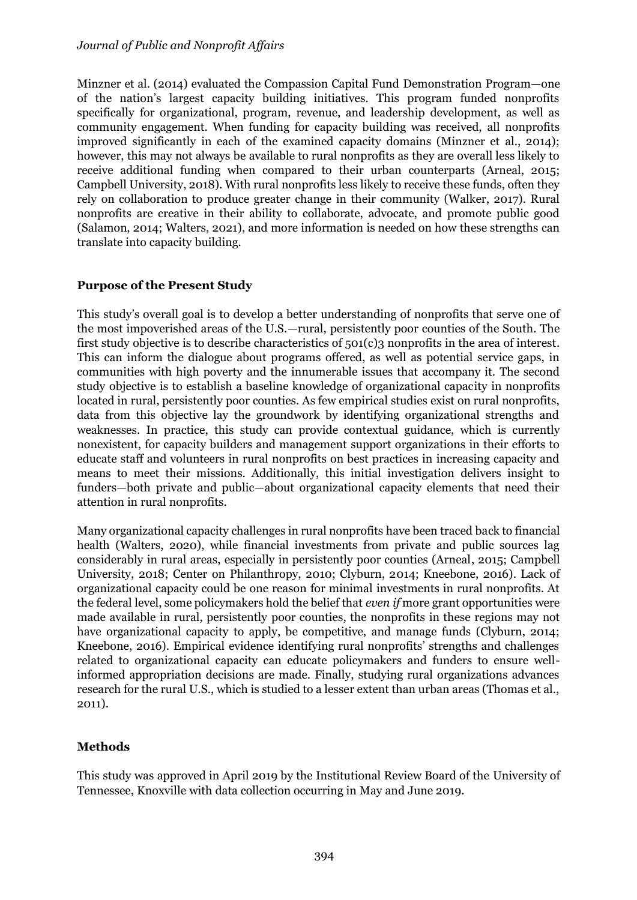Minzner et al. (2014) evaluated the Compassion Capital Fund Demonstration Program—one of the nation's largest capacity building initiatives. This program funded nonprofits specifically for organizational, program, revenue, and leadership development, as well as community engagement. When funding for capacity building was received, all nonprofits improved significantly in each of the examined capacity domains (Minzner et al., 2014); however, this may not always be available to rural nonprofits as they are overall less likely to receive additional funding when compared to their urban counterparts (Arneal, 2015; Campbell University, 2018). With rural nonprofits less likely to receive these funds, often they rely on collaboration to produce greater change in their community (Walker, 2017). Rural nonprofits are creative in their ability to collaborate, advocate, and promote public good (Salamon, 2014; Walters, 2021), and more information is needed on how these strengths can translate into capacity building.

## Purpose of the Present Study

This study's overall goal is to develop a better understanding of nonprofits that serve one of the most impoverished areas of the U.S.—rural, persistently poor counties of the South. The first study objective is to describe characteristics of 501(c)3 nonprofits in the area of interest. This can inform the dialogue about programs offered, as well as potential service gaps, in communities with high poverty and the innumerable issues that accompany it. The second study objective is to establish a baseline knowledge of organizational capacity in nonprofits located in rural, persistently poor counties. As few empirical studies exist on rural nonprofits, data from this objective lay the groundwork by identifying organizational strengths and weaknesses. In practice, this study can provide contextual guidance, which is currently nonexistent, for capacity builders and management support organizations in their efforts to educate staff and volunteers in rural nonprofits on best practices in increasing capacity and means to meet their missions. Additionally, this initial investigation delivers insight to funders—both private and public—about organizational capacity elements that need their attention in rural nonprofits.

Many organizational capacity challenges in rural nonprofits have been traced back to financial health (Walters, 2020), while financial investments from private and public sources lag considerably in rural areas, especially in persistently poor counties (Arneal, 2015; Campbell University, 2018; Center on Philanthropy, 2010; Clyburn, 2014; Kneebone, 2016). Lack of organizational capacity could be one reason for minimal investments in rural nonprofits. At the federal level, some policymakers hold the belief that *even if* more grant opportunities were made available in rural, persistently poor counties, the nonprofits in these regions may not have organizational capacity to apply, be competitive, and manage funds (Clyburn, 2014; Kneebone, 2016). Empirical evidence identifying rural nonprofits' strengths and challenges related to organizational capacity can educate policymakers and funders to ensure well-informed appropriation decisions are made. Finally, studying rural organizations advances research for the rural U.S., which is studied to a lesser extent than urban areas (Thomas et al., 2011).

## Methods

This study was approved in April 2019 by the Institutional Review Board of the University of Tennessee, Knoxville with data collection occurring in May and June 2019.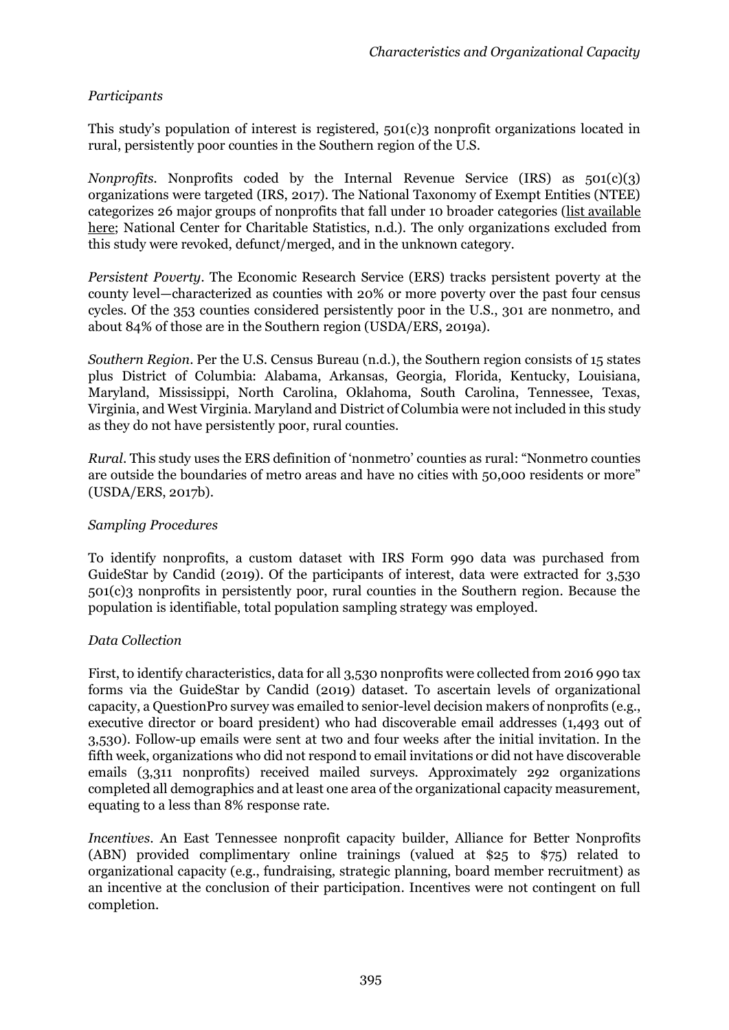*Participants*

This study's population of interest is registered, 501(c)3 nonprofit organizations located in rural, persistently poor counties in the Southern region of the U.S.

*Nonprofits*. Nonprofits coded by the Internal Revenue Service (IRS) as 501(c)(3) organizations were targeted (IRS, 2017). The National Taxonomy of Exempt Entities (NTEE) categorizes 26 major groups of nonprofits that fall under 10 broader categories (list available here; National Center for Charitable Statistics, n.d.). The only organizations excluded from this study were revoked, defunct/merged, and in the unknown category.

*Persistent Poverty*. The Economic Research Service (ERS) tracks persistent poverty at the county level—characterized as counties with 20% or more poverty over the past four census cycles. Of the 353 counties considered persistently poor in the U.S., 301 are nonmetro, and about 84% of those are in the Southern region (USDA/ERS, 2019a).

*Southern Region*. Per the U.S. Census Bureau (n.d.), the Southern region consists of 15 states plus District of Columbia: Alabama, Arkansas, Georgia, Florida, Kentucky, Louisiana, Maryland, Mississippi, North Carolina, Oklahoma, South Carolina, Tennessee, Texas, Virginia, and West Virginia. Maryland and District of Columbia were not included in this study as they do not have persistently poor, rural counties.

*Rural*. This study uses the ERS definition of 'nonmetro' counties as rural: "Nonmetro counties are outside the boundaries of metro areas and have no cities with 50,000 residents or more" (USDA/ERS, 2017b).

*Sampling Procedures*

To identify nonprofits, a custom dataset with IRS Form 990 data was purchased from GuideStar by Candid (2019). Of the participants of interest, data were extracted for 3,530 501(c)3 nonprofits in persistently poor, rural counties in the Southern region. Because the population is identifiable, total population sampling strategy was employed.

*Data Collection*

First, to identify characteristics, data for all 3,530 nonprofits were collected from 2016 990 tax forms via the GuideStar by Candid (2019) dataset. To ascertain levels of organizational capacity, a QuestionPro survey was emailed to senior-level decision makers of nonprofits (e.g., executive director or board president) who had discoverable email addresses (1,493 out of 3,530). Follow-up emails were sent at two and four weeks after the initial invitation. In the fifth week, organizations who did not respond to email invitations or did not have discoverable emails (3,311 nonprofits) received mailed surveys. Approximately 292 organizations completed all demographics and at least one area of the organizational capacity measurement, equating to a less than 8% response rate.

*Incentives*. An East Tennessee nonprofit capacity builder, Alliance for Better Nonprofits (ABN) provided complimentary online trainings (valued at $25 to $75) related to organizational capacity (e.g., fundraising, strategic planning, board member recruitment) as an incentive at the conclusion of their participation. Incentives were not contingent on full completion.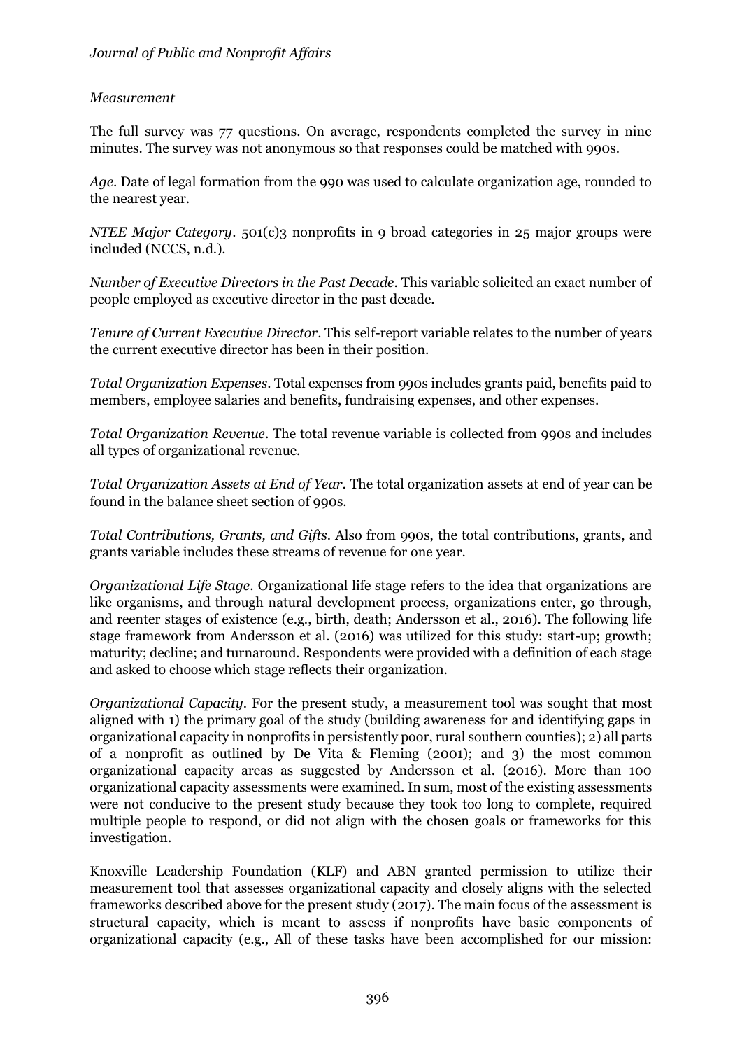*Measurement*

The full survey was 77 questions. On average, respondents completed the survey in nine minutes. The survey was not anonymous so that responses could be matched with 990s.

*Age*. Date of legal formation from the 990 was used to calculate organization age, rounded to the nearest year.

*NTEE Major Category*. 501(c)3 nonprofits in 9 broad categories in 25 major groups were included (NCCS, n.d.).

*Number of Executive Directors in the Past Decade*. This variable solicited an exact number of people employed as executive director in the past decade.

*Tenure of Current Executive Director*. This self-report variable relates to the number of years the current executive director has been in their position.

*Total Organization Expenses*. Total expenses from 990s includes grants paid, benefits paid to members, employee salaries and benefits, fundraising expenses, and other expenses.

*Total Organization Revenue*. The total revenue variable is collected from 990s and includes all types of organizational revenue.

*Total Organization Assets at End of Year*. The total organization assets at end of year can be found in the balance sheet section of 990s.

*Total Contributions, Grants, and Gifts*. Also from 990s, the total contributions, grants, and grants variable includes these streams of revenue for one year.

*Organizational Life Stage*. Organizational life stage refers to the idea that organizations are like organisms, and through natural development process, organizations enter, go through, and reenter stages of existence (e.g., birth, death; Andersson et al., 2016). The following life stage framework from Andersson et al. (2016) was utilized for this study: start-up; growth; maturity; decline; and turnaround. Respondents were provided with a definition of each stage and asked to choose which stage reflects their organization.

*Organizational Capacity*. For the present study, a measurement tool was sought that most aligned with 1) the primary goal of the study (building awareness for and identifying gaps in organizational capacity in nonprofits in persistently poor, rural southern counties); 2) all parts of a nonprofit as outlined by De Vita & Fleming (2001); and 3) the most common organizational capacity areas as suggested by Andersson et al. (2016). More than 100 organizational capacity assessments were examined. In sum, most of the existing assessments were not conducive to the present study because they took too long to complete, required multiple people to respond, or did not align with the chosen goals or frameworks for this investigation.

Knoxville Leadership Foundation (KLF) and ABN granted permission to utilize their measurement tool that assesses organizational capacity and closely aligns with the selected frameworks described above for the present study (2017). The main focus of the assessment is structural capacity, which is meant to assess if nonprofits have basic components of organizational capacity (e.g., All of these tasks have been accomplished for our mission: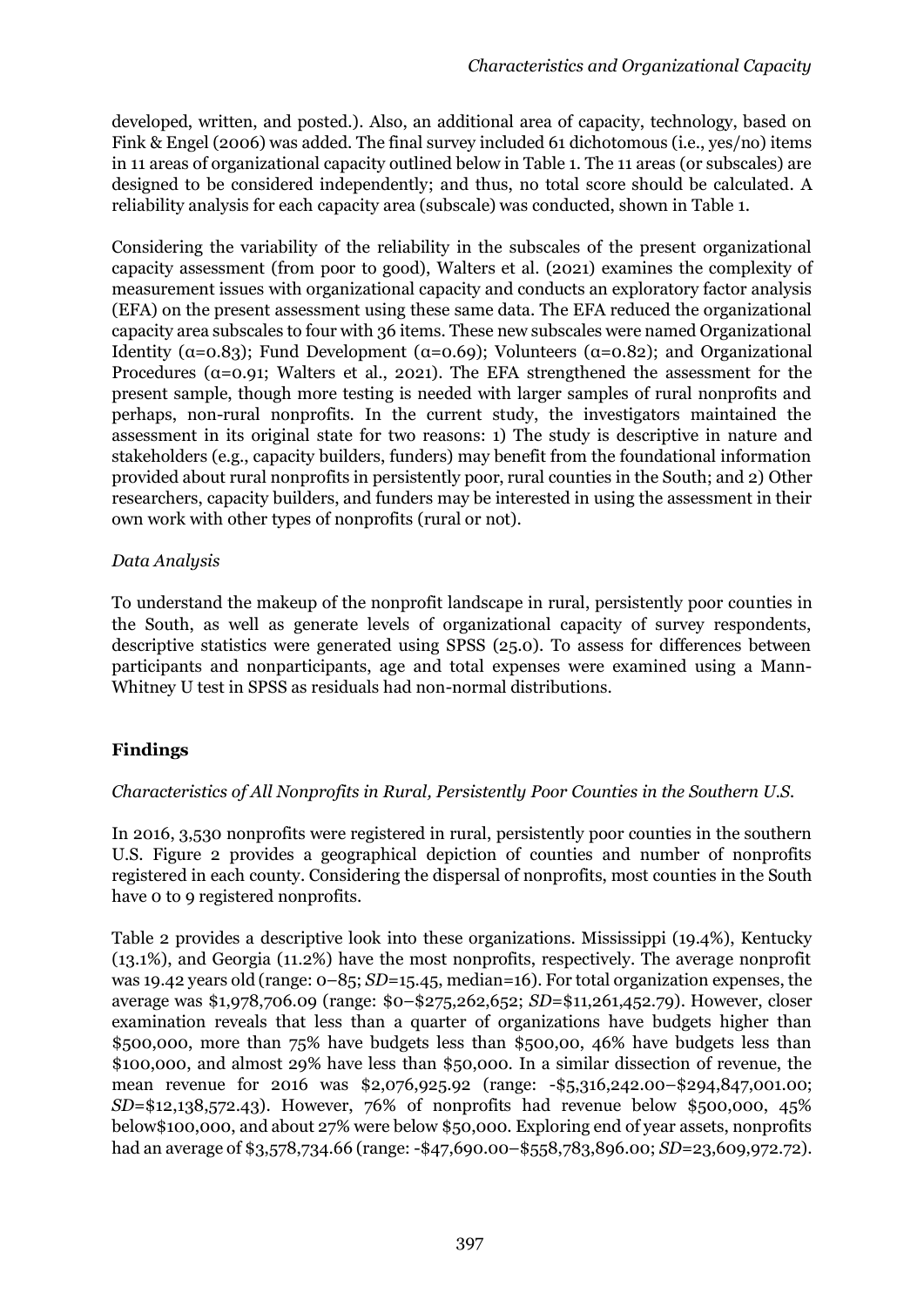developed, written, and posted.). Also, an additional area of capacity, technology, based on Fink & Engel (2006) was added. The final survey included 61 dichotomous (i.e., yes/no) items in 11 areas of organizational capacity outlined below in Table 1. The 11 areas (or subscales) are designed to be considered independently; and thus, no total score should be calculated. A reliability analysis for each capacity area (subscale) was conducted, shown in Table 1.

Considering the variability of the reliability in the subscales of the present organizational capacity assessment (from poor to good), Walters et al. (2021) examines the complexity of measurement issues with organizational capacity and conducts an exploratory factor analysis (EFA) on the present assessment using these same data. The EFA reduced the organizational capacity area subscales to four with 36 items. These new subscales were named Organizational Identity ($\alpha$=0.83); Fund Development ($\alpha$=0.69); Volunteers ($\alpha$=0.82); and Organizational Procedures ($\alpha$=0.91; Walters et al., 2021). The EFA strengthened the assessment for the present sample, though more testing is needed with larger samples of rural nonprofits and perhaps, non-rural nonprofits. In the current study, the investigators maintained the assessment in its original state for two reasons: 1) The study is descriptive in nature and stakeholders (e.g., capacity builders, funders) may benefit from the foundational information provided about rural nonprofits in persistently poor, rural counties in the South; and 2) Other researchers, capacity builders, and funders may be interested in using the assessment in their own work with other types of nonprofits (rural or not).

*Data Analysis*

To understand the makeup of the nonprofit landscape in rural, persistently poor counties in the South, as well as generate levels of organizational capacity of survey respondents, descriptive statistics were generated using SPSS (25.0). To assess for differences between participants and nonparticipants, age and total expenses were examined using a Mann-Whitney U test in SPSS as residuals had non-normal distributions.

## Findings

*Characteristics of All Nonprofits in Rural, Persistently Poor Counties in the Southern U.S.*

In 2016, 3,530 nonprofits were registered in rural, persistently poor counties in the southern U.S. Figure 2 provides a geographical depiction of counties and number of nonprofits registered in each county. Considering the dispersal of nonprofits, most counties in the South have 0 to 9 registered nonprofits.

Table 2 provides a descriptive look into these organizations. Mississippi (19.4%), Kentucky (13.1%), and Georgia (11.2%) have the most nonprofits, respectively. The average nonprofit was 19.42 years old (range: 0–85; *SD*=15.45, median=16). For total organization expenses, the average was $1,978,706.09 (range: $0–$275,262,652; *SD*=$11,261,452.79). However, closer examination reveals that less than a quarter of organizations have budgets higher than $500,000, more than 75% have budgets less than $500,00, 46% have budgets less than $100,000, and almost 29% have less than $50,000. In a similar dissection of revenue, the mean revenue for 2016 was $2,076,925.92 (range: -$5,316,242.00–$294,847,001.00; *SD*=$12,138,572.43). However, 76% of nonprofits had revenue below $500,000, 45% below$100,000, and about 27% were below $50,000. Exploring end of year assets, nonprofits had an average of $3,578,734.66 (range: -$47,690.00–$558,783,896.00; *SD*=23,609,972.72).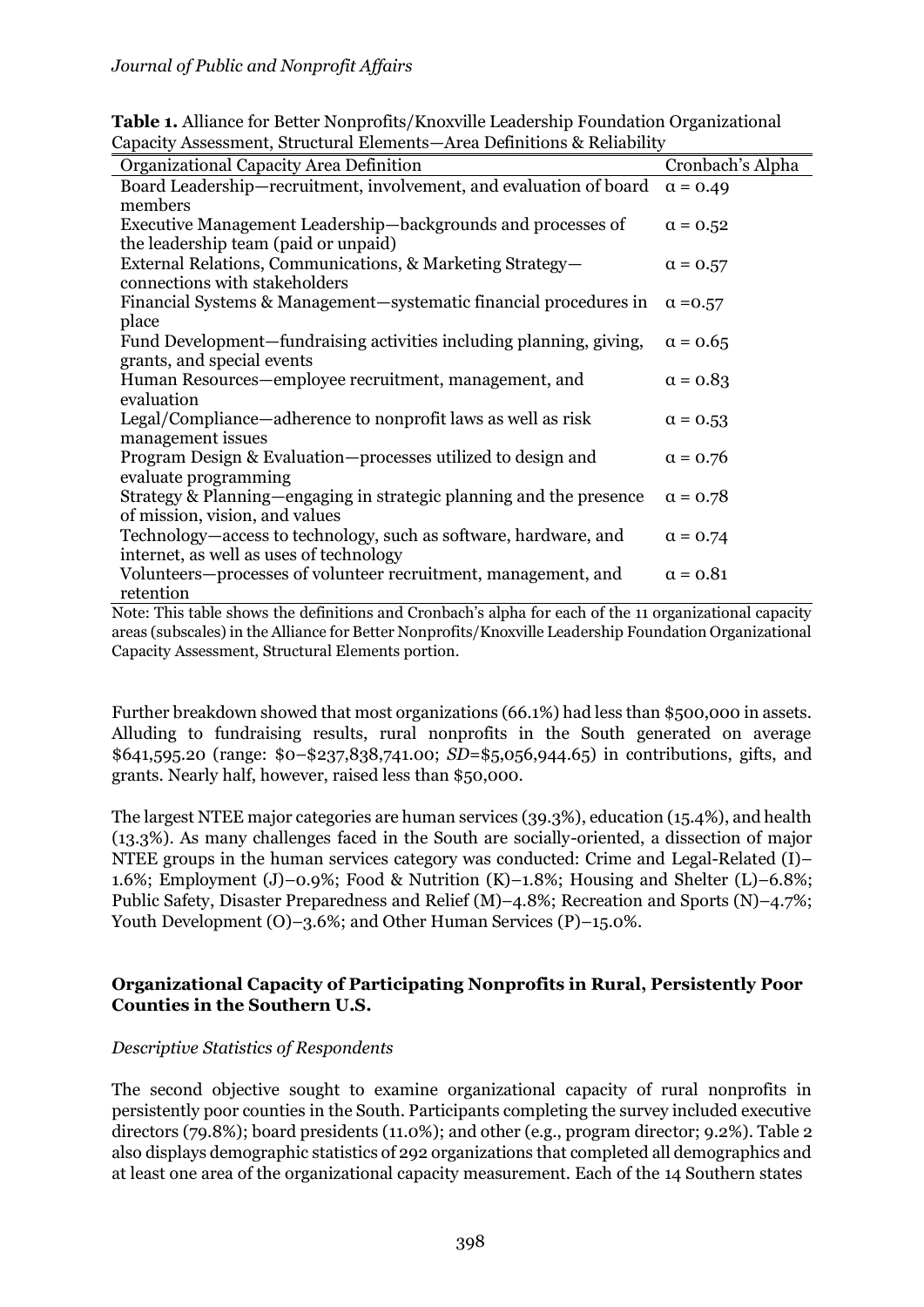**Table 1.** Alliance for Better Nonprofits/Knoxville Leadership Foundation Organizational Capacity Assessment, Structural Elements—Area Definitions & Reliability

| Organizational Capacity Area Definition | Cronbach's Alpha |
|---|---|
| Board Leadership—recruitment, involvement, and evaluation of board members | α = 0.49 |
| Executive Management Leadership—backgrounds and processes of the leadership team (paid or unpaid) | α = 0.52 |
| External Relations, Communications, & Marketing Strategy—connections with stakeholders | α = 0.57 |
| Financial Systems & Management—systematic financial procedures in place | α =0.57 |
| Fund Development—fundraising activities including planning, giving, grants, and special events | α = 0.65 |
| Human Resources—employee recruitment, management, and evaluation | α = 0.83 |
| Legal/Compliance—adherence to nonprofit laws as well as risk management issues | α = 0.53 |
| Program Design & Evaluation—processes utilized to design and evaluate programming | α = 0.76 |
| Strategy & Planning—engaging in strategic planning and the presence of mission, vision, and values | α = 0.78 |
| Technology—access to technology, such as software, hardware, and internet, as well as uses of technology | α = 0.74 |
| Volunteers—processes of volunteer recruitment, management, and retention | α = 0.81 |

Note: This table shows the definitions and Cronbach's alpha for each of the 11 organizational capacity areas (subscales) in the Alliance for Better Nonprofits/Knoxville Leadership Foundation Organizational Capacity Assessment, Structural Elements portion.

Further breakdown showed that most organizations (66.1%) had less than $500,000 in assets. Alluding to fundraising results, rural nonprofits in the South generated on average $641,595.20 (range: $0–$237,838,741.00; *SD*=$5,056,944.65) in contributions, gifts, and grants. Nearly half, however, raised less than $50,000.

The largest NTEE major categories are human services (39.3%), education (15.4%), and health (13.3%). As many challenges faced in the South are socially-oriented, a dissection of major NTEE groups in the human services category was conducted: Crime and Legal-Related (I)–1.6%; Employment (J)–0.9%; Food & Nutrition (K)–1.8%; Housing and Shelter (L)–6.8%; Public Safety, Disaster Preparedness and Relief (M)–4.8%; Recreation and Sports (N)–4.7%; Youth Development (O)–3.6%; and Other Human Services (P)–15.0%.

## Organizational Capacity of Participating Nonprofits in Rural, Persistently Poor Counties in the Southern U.S.

### *Descriptive Statistics of Respondents*

The second objective sought to examine organizational capacity of rural nonprofits in persistently poor counties in the South. Participants completing the survey included executive directors (79.8%); board presidents (11.0%); and other (e.g., program director; 9.2%). Table 2 also displays demographic statistics of 292 organizations that completed all demographics and at least one area of the organizational capacity measurement. Each of the 14 Southern states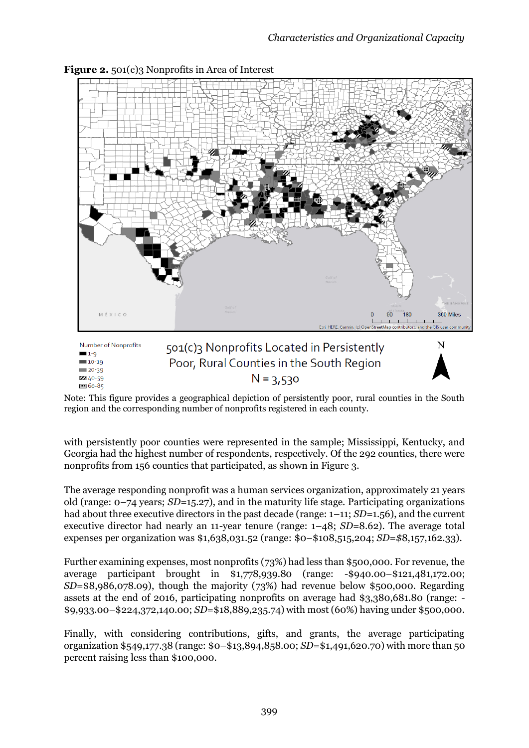**Figure 2.** 501(c)3 Nonprofits in Area of Interest

Note: This figure provides a geographical depiction of persistently poor, rural counties in the South region and the corresponding number of nonprofits registered in each county.

with persistently poor counties were represented in the sample; Mississippi, Kentucky, and Georgia had the highest number of respondents, respectively. Of the 292 counties, there were nonprofits from 156 counties that participated, as shown in Figure 3.

The average responding nonprofit was a human services organization, approximately 21 years old (range: 0–74 years; *SD*=15.27), and in the maturity life stage. Participating organizations had about three executive directors in the past decade (range: 1–11; *SD*=1.56), and the current executive director had nearly an 11-year tenure (range: 1–48; *SD*=8.62). The average total expenses per organization was $1,638,031.52 (range: $0–$108,515,204; *SD*=$8,157,162.33).

Further examining expenses, most nonprofits (73%) had less than $500,000. For revenue, the average participant brought in $1,778,939.80 (range: -$940.00–$121,481,172.00; *SD*=$8,986,078.09), though the majority (73%) had revenue below $500,000. Regarding assets at the end of 2016, participating nonprofits on average had $3,380,681.80 (range: -$9,933.00–$224,372,140.00; *SD*=$18,889,235.74) with most (60%) having under $500,000.

Finally, with considering contributions, gifts, and grants, the average participating organization $549,177.38 (range: $0–$13,894,858.00; *SD*=$1,491,620.70) with more than 50 percent raising less than $100,000.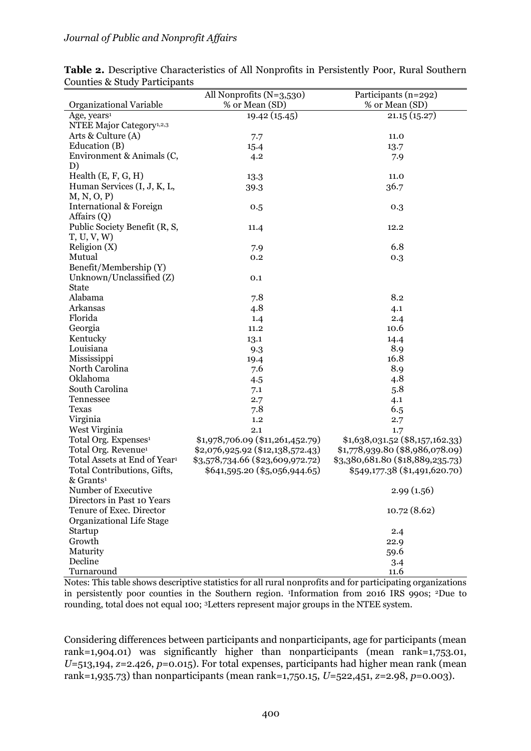**Table 2.** Descriptive Characteristics of All Nonprofits in Persistently Poor, Rural Southern Counties & Study Participants

| Organizational Variable | All Nonprofits (N=3,530) % or Mean (SD) | Participants (n=292) % or Mean (SD) |
|---|---|---|
| Age, years[1] | 19.42 (15.45) | 21.15 (15.27) |
| NTEE Major Category[1,2,3] | | |
| Arts & Culture (A) | 7.7 | 11.0 |
| Education (B) | 15.4 | 13.7 |
| Environment & Animals (C, D) | 4.2 | 7.9 |
| Health (E, F, G, H) | 13.3 | 11.0 |
| Human Services (I, J, K, L, M, N, O, P) | 39.3 | 36.7 |
| International & Foreign Affairs (Q) | 0.5 | 0.3 |
| Public Society Benefit (R, S, T, U, V, W) | 11.4 | 12.2 |
| Religion (X) | 7.9 | 6.8 |
| Mutual Benefit/Membership (Y) | 0.2 | 0.3 |
| Unknown/Unclassified (Z) | 0.1 | |
| State | | |
| Alabama | 7.8 | 8.2 |
| Arkansas | 4.8 | 4.1 |
| Florida | 1.4 | 2.4 |
| Georgia | 11.2 | 10.6 |
| Kentucky | 13.1 | 14.4 |
| Louisiana | 9.3 | 8.9 |
| Mississippi | 19.4 | 16.8 |
| North Carolina | 7.6 | 8.9 |
| Oklahoma | 4.5 | 4.8 |
| South Carolina | 7.1 | 5.8 |
| Tennessee | 2.7 | 4.1 |
| Texas | 7.8 | 6.5 |
| Virginia | 1.2 | 2.7 |
| West Virginia | 2.1 | 1.7 |
| Total Org. Expenses[1] | $1,978,706.09 ($11,261,452.79) | $1,638,031.52 ($8,157,162.33) |
| Total Org. Revenue[1] | $2,076,925.92 ($12,138,572.43) | $1,778,939.80 ($8,986,078.09) |
| Total Assets at End of Year[1] | $3,578,734.66 ($23,609,972.72) | $3,380,681.80 ($18,889,235.73) |
| Total Contributions, Gifts, & Grants[1] | $641,595.20 ($5,056,944.65) | $549,177.38 ($1,491,620.70) |
| Number of Executive Directors in Past 10 Years | | 2.99 (1.56) |
| Tenure of Exec. Director | | 10.72 (8.62) |
| Organizational Life Stage | | |
| Startup | | 2.4 |
| Growth | | 22.9 |
| Maturity | | 59.6 |
| Decline | | 3.4 |
| Turnaround | | 11.6 |

Notes: This table shows descriptive statistics for all rural nonprofits and for participating organizations in persistently poor counties in the Southern region. [1]Information from 2016 IRS 990s; [2]Due to rounding, total does not equal 100; [3]Letters represent major groups in the NTEE system.

Considering differences between participants and nonparticipants, age for participants (mean rank=1,904.01) was significantly higher than nonparticipants (mean rank=1,753.01, $U$=513,194, $z$=2.426, $p$=0.015). For total expenses, participants had higher mean rank (mean rank=1,935.73) than nonparticipants (mean rank=1,750.15, $U$=522,451, $z$=2.98, $p$=0.003).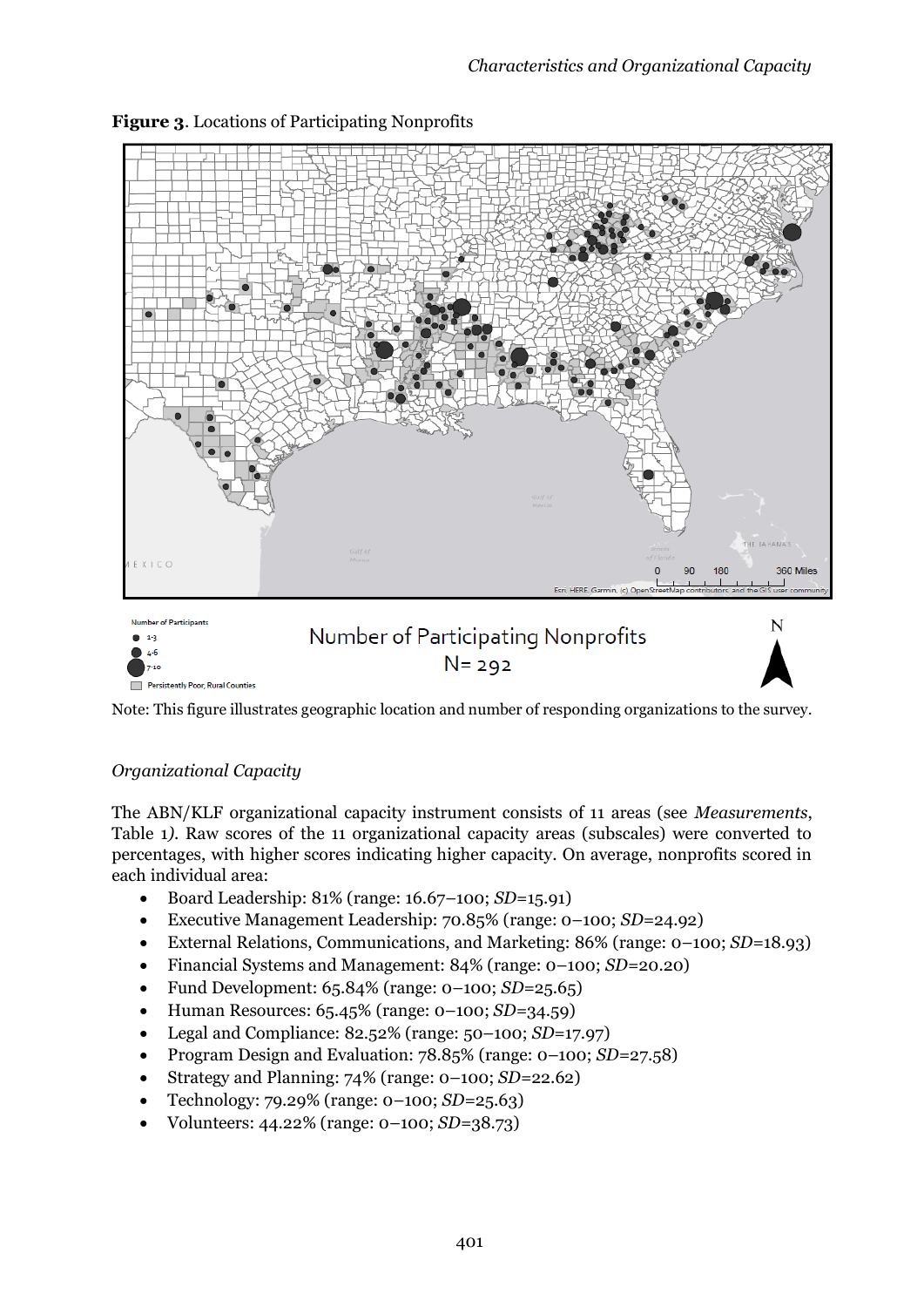**Figure 3**. Locations of Participating Nonprofits

Note: This figure illustrates geographic location and number of responding organizations to the survey.

*Organizational Capacity*

The ABN/KLF organizational capacity instrument consists of 11 areas (see *Measurements*, Table 1). Raw scores of the 11 organizational capacity areas (subscales) were converted to percentages, with higher scores indicating higher capacity. On average, nonprofits scored in each individual area:

- Board Leadership: 81% (range: 16.67–100; *SD*=15.91)
- Executive Management Leadership: 70.85% (range: 0–100; *SD*=24.92)
- External Relations, Communications, and Marketing: 86% (range: 0–100; *SD*=18.93)
- Financial Systems and Management: 84% (range: 0–100; *SD*=20.20)
- Fund Development: 65.84% (range: 0–100; *SD*=25.65)
- Human Resources: 65.45% (range: 0–100; *SD*=34.59)
- Legal and Compliance: 82.52% (range: 50–100; *SD*=17.97)
- Program Design and Evaluation: 78.85% (range: 0–100; *SD*=27.58)
- Strategy and Planning: 74% (range: 0–100; *SD*=22.62)
- Technology: 79.29% (range: 0–100; *SD*=25.63)
- Volunteers: 44.22% (range: 0–100; *SD*=38.73)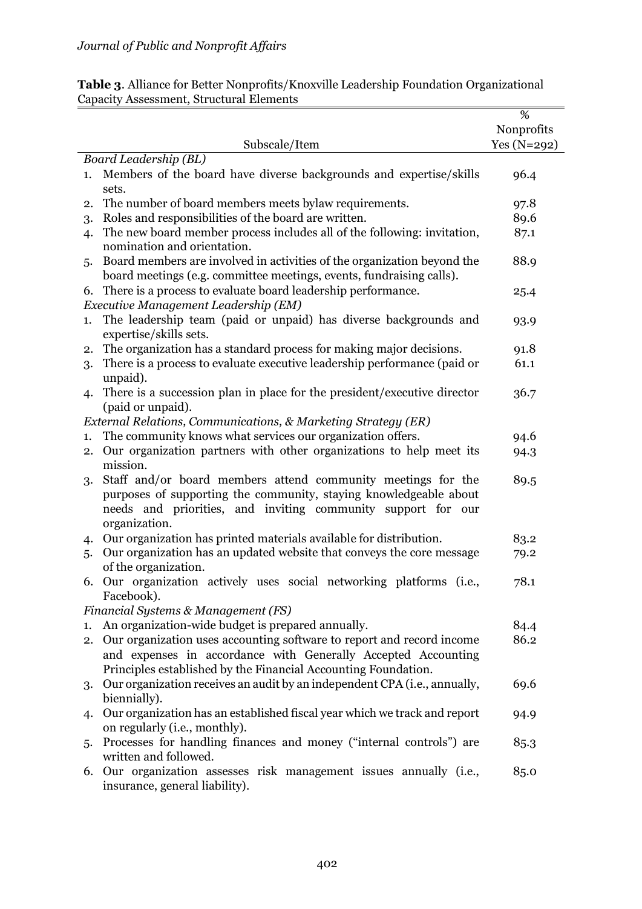**Table 3**. Alliance for Better Nonprofits/Knoxville Leadership Foundation Organizational Capacity Assessment, Structural Elements

| Subscale/Item | % Nonprofits Yes (N=292) |
|---|---|
| *Board Leadership (BL)* | |
| 1. Members of the board have diverse backgrounds and expertise/skills sets. | 96.4 |
| 2. The number of board members meets bylaw requirements. | 97.8 |
| 3. Roles and responsibilities of the board are written. | 89.6 |
| 4. The new board member process includes all of the following: invitation, nomination and orientation. | 87.1 |
| 5. Board members are involved in activities of the organization beyond the board meetings (e.g. committee meetings, events, fundraising calls). | 88.9 |
| 6. There is a process to evaluate board leadership performance. | 25.4 |
| *Executive Management Leadership (EM)* | |
| 1. The leadership team (paid or unpaid) has diverse backgrounds and expertise/skills sets. | 93.9 |
| 2. The organization has a standard process for making major decisions. | 91.8 |
| 3. There is a process to evaluate executive leadership performance (paid or unpaid). | 61.1 |
| 4. There is a succession plan in place for the president/executive director (paid or unpaid). | 36.7 |
| *External Relations, Communications, & Marketing Strategy (ER)* | |
| 1. The community knows what services our organization offers. | 94.6 |
| 2. Our organization partners with other organizations to help meet its mission. | 94.3 |
| 3. Staff and/or board members attend community meetings for the purposes of supporting the community, staying knowledgeable about needs and priorities, and inviting community support for our organization. | 89.5 |
| 4. Our organization has printed materials available for distribution. | 83.2 |
| 5. Our organization has an updated website that conveys the core message of the organization. | 79.2 |
| 6. Our organization actively uses social networking platforms (i.e., Facebook). | 78.1 |
| *Financial Systems & Management (FS)* | |
| 1. An organization-wide budget is prepared annually. | 84.4 |
| 2. Our organization uses accounting software to report and record income and expenses in accordance with Generally Accepted Accounting Principles established by the Financial Accounting Foundation. | 86.2 |
| 3. Our organization receives an audit by an independent CPA (i.e., annually, biennially). | 69.6 |
| 4. Our organization has an established fiscal year which we track and report on regularly (i.e., monthly). | 94.9 |
| 5. Processes for handling finances and money ("internal controls") are written and followed. | 85.3 |
| 6. Our organization assesses risk management issues annually (i.e., insurance, general liability). | 85.0 |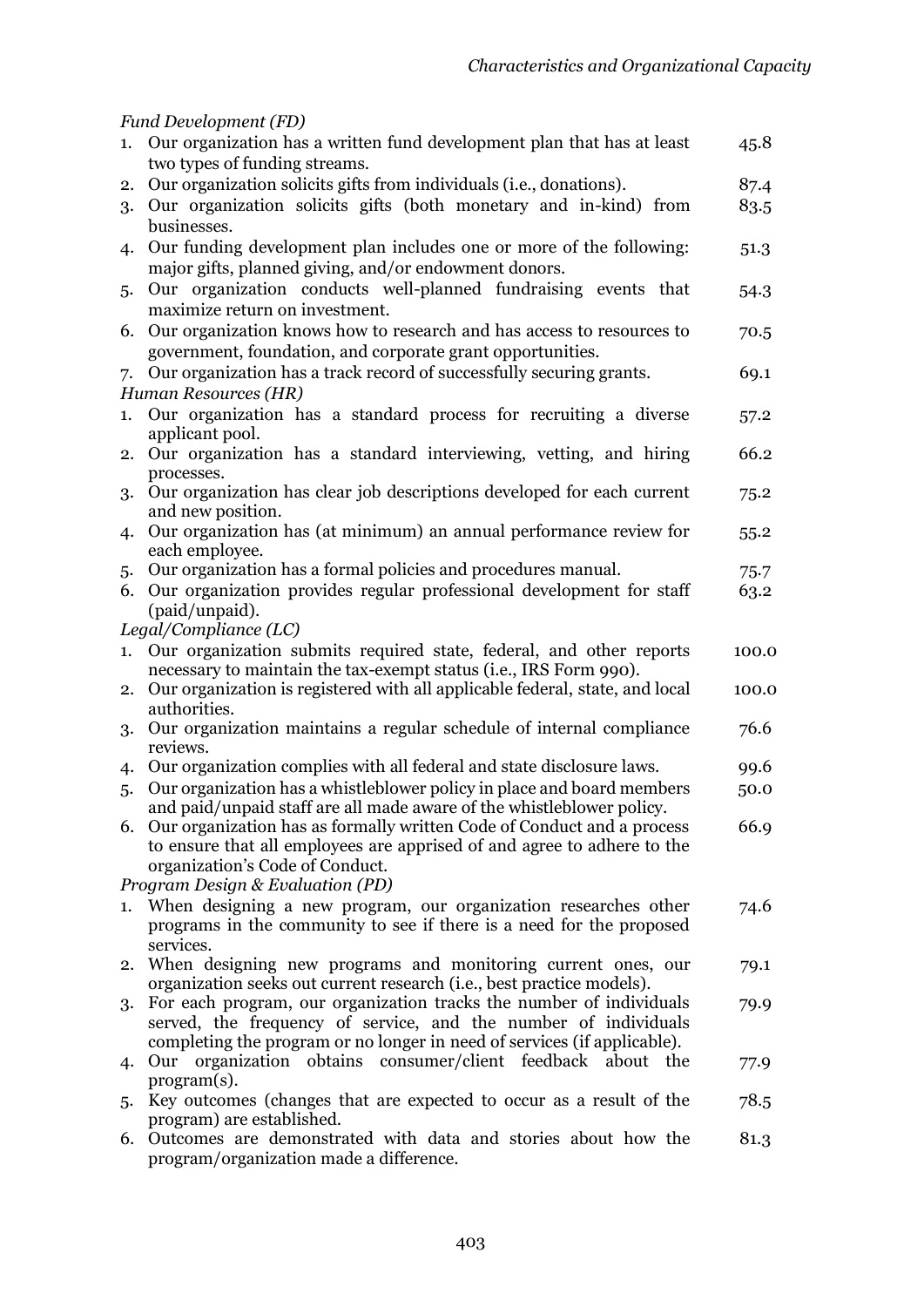| | |
|---|---|
| *Fund Development (FD)* | |
| 1. Our organization has a written fund development plan that has at least two types of funding streams. | 45.8 |
| 2. Our organization solicits gifts from individuals (i.e., donations). | 87.4 |
| 3. Our organization solicits gifts (both monetary and in-kind) from businesses. | 83.5 |
| 4. Our funding development plan includes one or more of the following: major gifts, planned giving, and/or endowment donors. | 51.3 |
| 5. Our organization conducts well-planned fundraising events that maximize return on investment. | 54.3 |
| 6. Our organization knows how to research and has access to resources to government, foundation, and corporate grant opportunities. | 70.5 |
| 7. Our organization has a track record of successfully securing grants. | 69.1 |
| *Human Resources (HR)* | |
| 1. Our organization has a standard process for recruiting a diverse applicant pool. | 57.2 |
| 2. Our organization has a standard interviewing, vetting, and hiring processes. | 66.2 |
| 3. Our organization has clear job descriptions developed for each current and new position. | 75.2 |
| 4. Our organization has (at minimum) an annual performance review for each employee. | 55.2 |
| 5. Our organization has a formal policies and procedures manual. | 75.7 |
| 6. Our organization provides regular professional development for staff (paid/unpaid). | 63.2 |
| *Legal/Compliance (LC)* | |
| 1. Our organization submits required state, federal, and other reports necessary to maintain the tax-exempt status (i.e., IRS Form 990). | 100.0 |
| 2. Our organization is registered with all applicable federal, state, and local authorities. | 100.0 |
| 3. Our organization maintains a regular schedule of internal compliance reviews. | 76.6 |
| 4. Our organization complies with all federal and state disclosure laws. | 99.6 |
| 5. Our organization has a whistleblower policy in place and board members and paid/unpaid staff are all made aware of the whistleblower policy. | 50.0 |
| 6. Our organization has as formally written Code of Conduct and a process to ensure that all employees are apprised of and agree to adhere to the organization's Code of Conduct. | 66.9 |
| *Program Design & Evaluation (PD)* | |
| 1. When designing a new program, our organization researches other programs in the community to see if there is a need for the proposed services. | 74.6 |
| 2. When designing new programs and monitoring current ones, our organization seeks out current research (i.e., best practice models). | 79.1 |
| 3. For each program, our organization tracks the number of individuals served, the frequency of service, and the number of individuals completing the program or no longer in need of services (if applicable). | 79.9 |
| 4. Our organization obtains consumer/client feedback about the program(s). | 77.9 |
| 5. Key outcomes (changes that are expected to occur as a result of the program) are established. | 78.5 |
| 6. Outcomes are demonstrated with data and stories about how the program/organization made a difference. | 81.3 |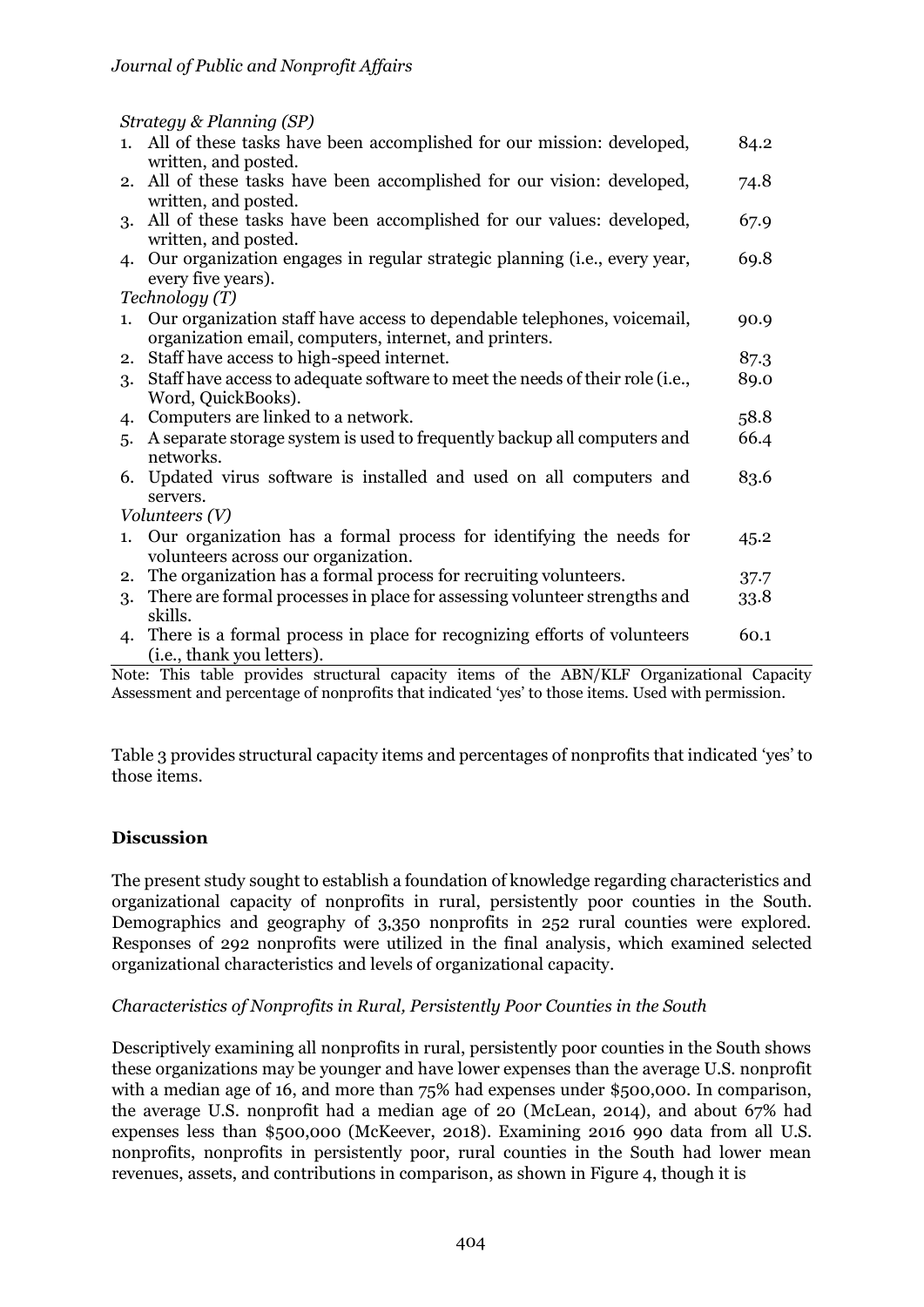| | |
|---|---|
| *Strategy & Planning (SP)* | |
| 1. All of these tasks have been accomplished for our mission: developed, written, and posted. | 84.2 |
| 2. All of these tasks have been accomplished for our vision: developed, written, and posted. | 74.8 |
| 3. All of these tasks have been accomplished for our values: developed, written, and posted. | 67.9 |
| 4. Our organization engages in regular strategic planning (i.e., every year, every five years). | 69.8 |
| *Technology (T)* | |
| 1. Our organization staff have access to dependable telephones, voicemail, organization email, computers, internet, and printers. | 90.9 |
| 2. Staff have access to high-speed internet. | 87.3 |
| 3. Staff have access to adequate software to meet the needs of their role (i.e., Word, QuickBooks). | 89.0 |
| 4. Computers are linked to a network. | 58.8 |
| 5. A separate storage system is used to frequently backup all computers and networks. | 66.4 |
| 6. Updated virus software is installed and used on all computers and servers. | 83.6 |
| *Volunteers (V)* | |
| 1. Our organization has a formal process for identifying the needs for volunteers across our organization. | 45.2 |
| 2. The organization has a formal process for recruiting volunteers. | 37.7 |
| 3. There are formal processes in place for assessing volunteer strengths and skills. | 33.8 |
| 4. There is a formal process in place for recognizing efforts of volunteers (i.e., thank you letters). | 60.1 |

Note: This table provides structural capacity items of the ABN/KLF Organizational Capacity Assessment and percentage of nonprofits that indicated 'yes' to those items. Used with permission.

Table 3 provides structural capacity items and percentages of nonprofits that indicated 'yes' to those items.

## Discussion

The present study sought to establish a foundation of knowledge regarding characteristics and organizational capacity of nonprofits in rural, persistently poor counties in the South. Demographics and geography of 3,350 nonprofits in 252 rural counties were explored. Responses of 292 nonprofits were utilized in the final analysis, which examined selected organizational characteristics and levels of organizational capacity.

### *Characteristics of Nonprofits in Rural, Persistently Poor Counties in the South*

Descriptively examining all nonprofits in rural, persistently poor counties in the South shows these organizations may be younger and have lower expenses than the average U.S. nonprofit with a median age of 16, and more than 75% had expenses under $500,000. In comparison, the average U.S. nonprofit had a median age of 20 (McLean, 2014), and about 67% had expenses less than $500,000 (McKeever, 2018). Examining 2016 990 data from all U.S. nonprofits, nonprofits in persistently poor, rural counties in the South had lower mean revenues, assets, and contributions in comparison, as shown in Figure 4, though it is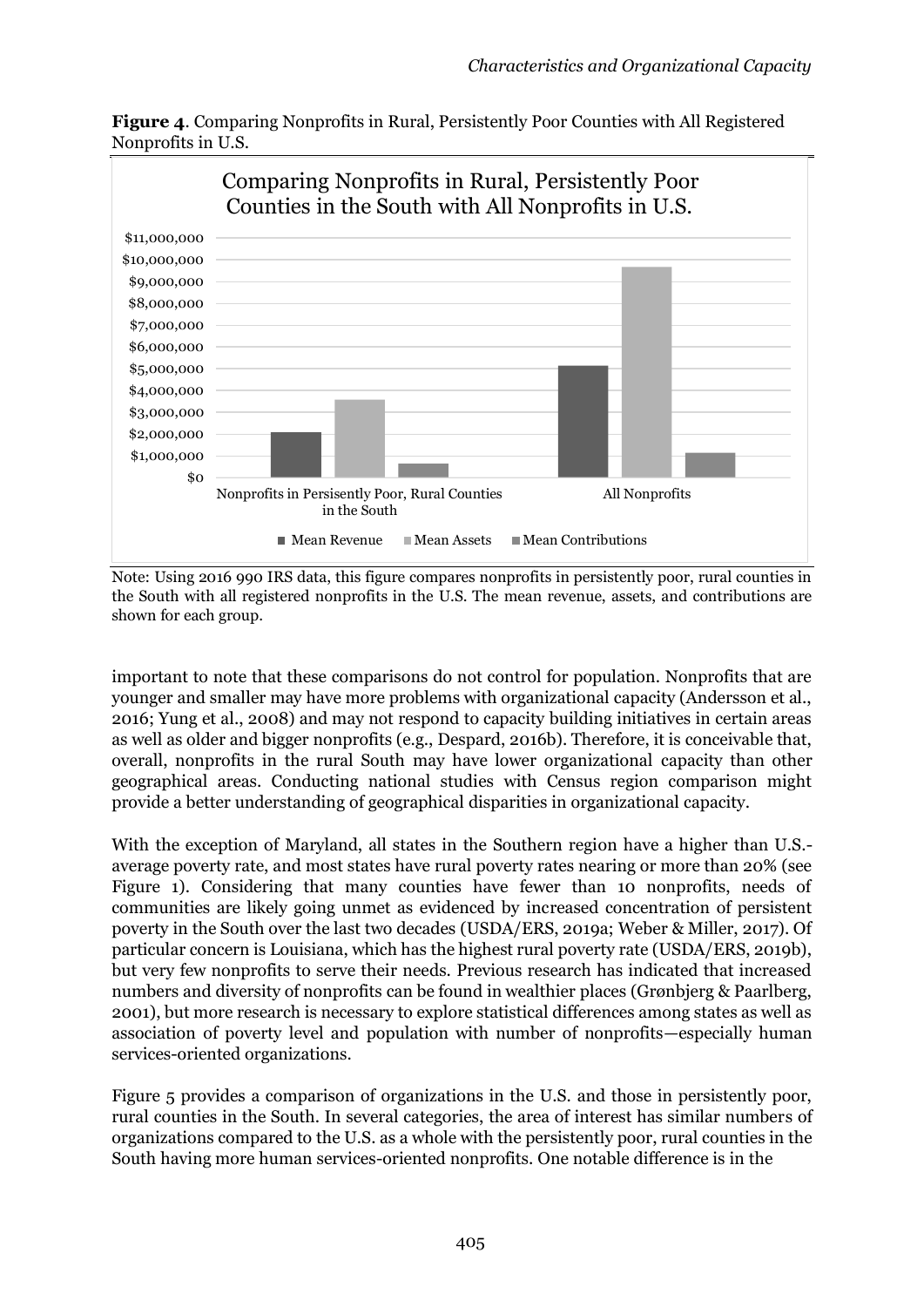**Figure 4**. Comparing Nonprofits in Rural, Persistently Poor Counties with All Registered Nonprofits in U.S.

Note: Using 2016 990 IRS data, this figure compares nonprofits in persistently poor, rural counties in the South with all registered nonprofits in the U.S. The mean revenue, assets, and contributions are shown for each group.

important to note that these comparisons do not control for population. Nonprofits that are younger and smaller may have more problems with organizational capacity (Andersson et al., 2016; Yung et al., 2008) and may not respond to capacity building initiatives in certain areas as well as older and bigger nonprofits (e.g., Despard, 2016b). Therefore, it is conceivable that, overall, nonprofits in the rural South may have lower organizational capacity than other geographical areas. Conducting national studies with Census region comparison might provide a better understanding of geographical disparities in organizational capacity.

With the exception of Maryland, all states in the Southern region have a higher than U.S.-average poverty rate, and most states have rural poverty rates nearing or more than 20% (see Figure 1). Considering that many counties have fewer than 10 nonprofits, needs of communities are likely going unmet as evidenced by increased concentration of persistent poverty in the South over the last two decades (USDA/ERS, 2019a; Weber & Miller, 2017). Of particular concern is Louisiana, which has the highest rural poverty rate (USDA/ERS, 2019b), but very few nonprofits to serve their needs. Previous research has indicated that increased numbers and diversity of nonprofits can be found in wealthier places (Grønbjerg & Paarlberg, 2001), but more research is necessary to explore statistical differences among states as well as association of poverty level and population with number of nonprofits—especially human services-oriented organizations.

Figure 5 provides a comparison of organizations in the U.S. and those in persistently poor, rural counties in the South. In several categories, the area of interest has similar numbers of organizations compared to the U.S. as a whole with the persistently poor, rural counties in the South having more human services-oriented nonprofits. One notable difference is in the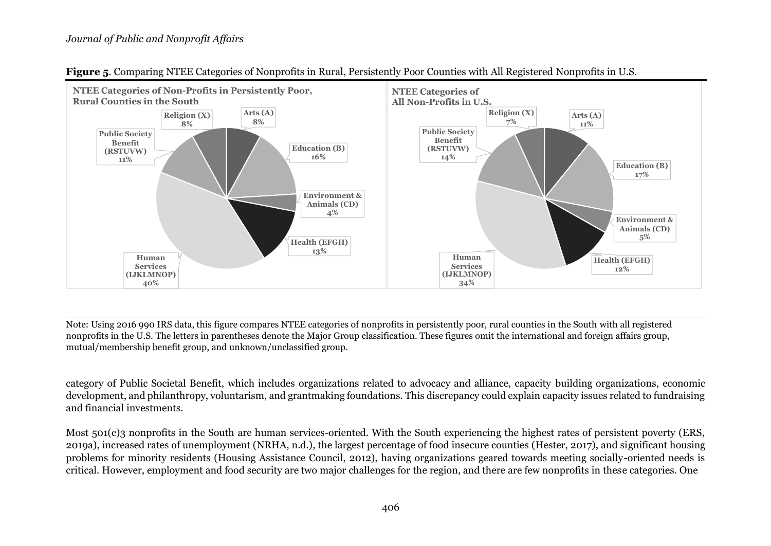**Figure 5**. Comparing NTEE Categories of Nonprofits in Rural, Persistently Poor Counties with All Registered Nonprofits in U.S.

**NTEE Categories of Non-Profits in Persistently Poor, Rural Counties in the South**

- Arts (A) 8%
- Education (B) 16%
- Environment & Animals (CD) 4%
- Health (EFGH) 13%
- Human Services (IJKLMNOP) 40%
- Public Society Benefit (RSTUVW) 11%
- Religion (X) 8%

**NTEE Categories of All Non-Profits in U.S.**

- Arts (A) 11%
- Education (B) 17%
- Environment & Animals (CD) 5%
- Health (EFGH) 12%
- Human Services (IJKLMNOP) 34%
- Public Society Benefit (RSTUVW) 14%
- Religion (X) 7%

Note: Using 2016 990 IRS data, this figure compares NTEE categories of nonprofits in persistently poor, rural counties in the South with all registered nonprofits in the U.S. The letters in parentheses denote the Major Group classification. These figures omit the international and foreign affairs group, mutual/membership benefit group, and unknown/unclassified group.

category of Public Societal Benefit, which includes organizations related to advocacy and alliance, capacity building organizations, economic development, and philanthropy, voluntarism, and grantmaking foundations. This discrepancy could explain capacity issues related to fundraising and financial investments.

Most 501(c)3 nonprofits in the South are human services-oriented. With the South experiencing the highest rates of persistent poverty (ERS, 2019a), increased rates of unemployment (NRHA, n.d.), the largest percentage of food insecure counties (Hester, 2017), and significant housing problems for minority residents (Housing Assistance Council, 2012), having organizations geared towards meeting socially-oriented needs is critical. However, employment and food security are two major challenges for the region, and there are few nonprofits in these categories. One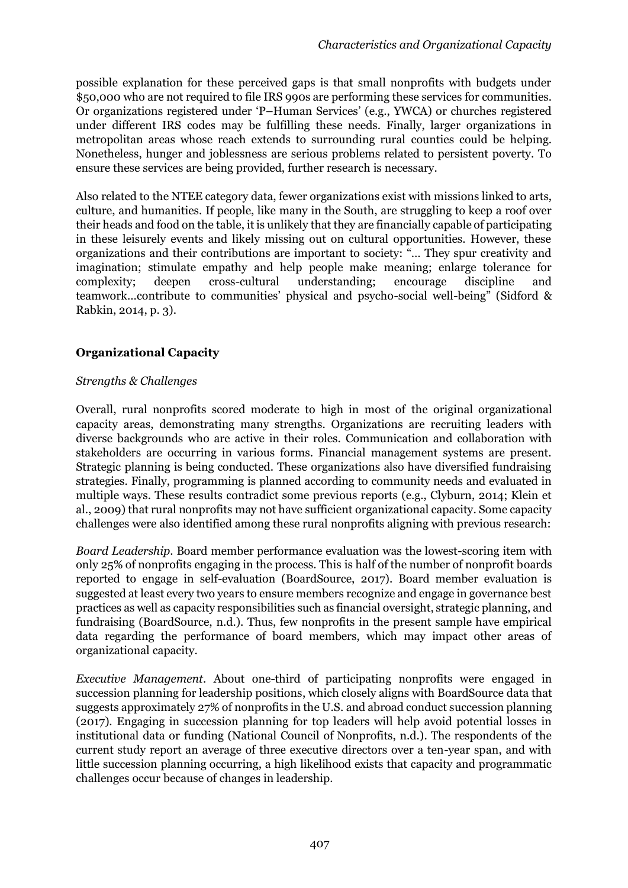possible explanation for these perceived gaps is that small nonprofits with budgets under $50,000 who are not required to file IRS 990s are performing these services for communities. Or organizations registered under 'P–Human Services' (e.g., YWCA) or churches registered under different IRS codes may be fulfilling these needs. Finally, larger organizations in metropolitan areas whose reach extends to surrounding rural counties could be helping. Nonetheless, hunger and joblessness are serious problems related to persistent poverty. To ensure these services are being provided, further research is necessary.

Also related to the NTEE category data, fewer organizations exist with missions linked to arts, culture, and humanities. If people, like many in the South, are struggling to keep a roof over their heads and food on the table, it is unlikely that they are financially capable of participating in these leisurely events and likely missing out on cultural opportunities. However, these organizations and their contributions are important to society: "… They spur creativity and imagination; stimulate empathy and help people make meaning; enlarge tolerance for complexity; deepen cross-cultural understanding; encourage discipline and teamwork…contribute to communities' physical and psycho-social well-being" (Sidford & Rabkin, 2014, p. 3).

## Organizational Capacity

### *Strengths & Challenges*

Overall, rural nonprofits scored moderate to high in most of the original organizational capacity areas, demonstrating many strengths. Organizations are recruiting leaders with diverse backgrounds who are active in their roles. Communication and collaboration with stakeholders are occurring in various forms. Financial management systems are present. Strategic planning is being conducted. These organizations also have diversified fundraising strategies. Finally, programming is planned according to community needs and evaluated in multiple ways. These results contradict some previous reports (e.g., Clyburn, 2014; Klein et al., 2009) that rural nonprofits may not have sufficient organizational capacity. Some capacity challenges were also identified among these rural nonprofits aligning with previous research:

*Board Leadership*. Board member performance evaluation was the lowest-scoring item with only 25% of nonprofits engaging in the process. This is half of the number of nonprofit boards reported to engage in self-evaluation (BoardSource, 2017). Board member evaluation is suggested at least every two years to ensure members recognize and engage in governance best practices as well as capacity responsibilities such as financial oversight, strategic planning, and fundraising (BoardSource, n.d.). Thus, few nonprofits in the present sample have empirical data regarding the performance of board members, which may impact other areas of organizational capacity.

*Executive Management*. About one-third of participating nonprofits were engaged in succession planning for leadership positions, which closely aligns with BoardSource data that suggests approximately 27% of nonprofits in the U.S. and abroad conduct succession planning (2017). Engaging in succession planning for top leaders will help avoid potential losses in institutional data or funding (National Council of Nonprofits, n.d.). The respondents of the current study report an average of three executive directors over a ten-year span, and with little succession planning occurring, a high likelihood exists that capacity and programmatic challenges occur because of changes in leadership.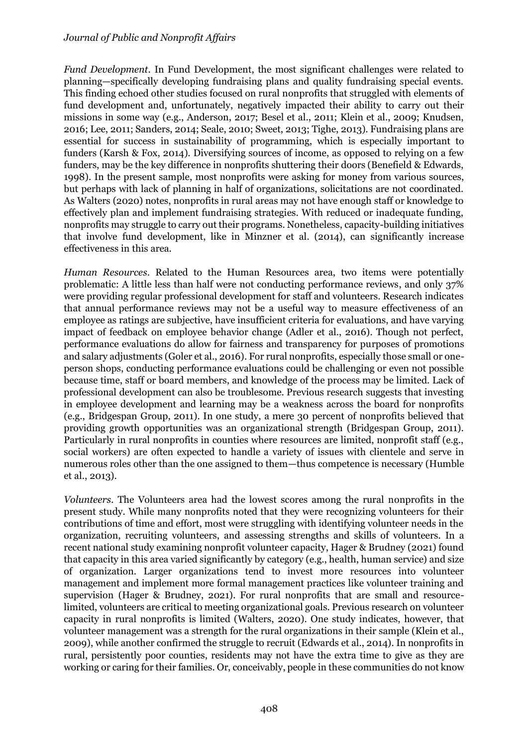*Fund Development*. In Fund Development, the most significant challenges were related to planning—specifically developing fundraising plans and quality fundraising special events. This finding echoed other studies focused on rural nonprofits that struggled with elements of fund development and, unfortunately, negatively impacted their ability to carry out their missions in some way (e.g., Anderson, 2017; Besel et al., 2011; Klein et al., 2009; Knudsen, 2016; Lee, 2011; Sanders, 2014; Seale, 2010; Sweet, 2013; Tighe, 2013). Fundraising plans are essential for success in sustainability of programming, which is especially important to funders (Karsh & Fox, 2014). Diversifying sources of income, as opposed to relying on a few funders, may be the key difference in nonprofits shuttering their doors (Benefield & Edwards, 1998). In the present sample, most nonprofits were asking for money from various sources, but perhaps with lack of planning in half of organizations, solicitations are not coordinated. As Walters (2020) notes, nonprofits in rural areas may not have enough staff or knowledge to effectively plan and implement fundraising strategies. With reduced or inadequate funding, nonprofits may struggle to carry out their programs. Nonetheless, capacity-building initiatives that involve fund development, like in Minzner et al. (2014), can significantly increase effectiveness in this area.

*Human Resources*. Related to the Human Resources area, two items were potentially problematic: A little less than half were not conducting performance reviews, and only 37% were providing regular professional development for staff and volunteers. Research indicates that annual performance reviews may not be a useful way to measure effectiveness of an employee as ratings are subjective, have insufficient criteria for evaluations, and have varying impact of feedback on employee behavior change (Adler et al., 2016). Though not perfect, performance evaluations do allow for fairness and transparency for purposes of promotions and salary adjustments (Goler et al., 2016). For rural nonprofits, especially those small or one-person shops, conducting performance evaluations could be challenging or even not possible because time, staff or board members, and knowledge of the process may be limited. Lack of professional development can also be troublesome. Previous research suggests that investing in employee development and learning may be a weakness across the board for nonprofits (e.g., Bridgespan Group, 2011). In one study, a mere 30 percent of nonprofits believed that providing growth opportunities was an organizational strength (Bridgespan Group, 2011). Particularly in rural nonprofits in counties where resources are limited, nonprofit staff (e.g., social workers) are often expected to handle a variety of issues with clientele and serve in numerous roles other than the one assigned to them—thus competence is necessary (Humble et al., 2013).

*Volunteers*. The Volunteers area had the lowest scores among the rural nonprofits in the present study. While many nonprofits noted that they were recognizing volunteers for their contributions of time and effort, most were struggling with identifying volunteer needs in the organization, recruiting volunteers, and assessing strengths and skills of volunteers. In a recent national study examining nonprofit volunteer capacity, Hager & Brudney (2021) found that capacity in this area varied significantly by category (e.g., health, human service) and size of organization. Larger organizations tend to invest more resources into volunteer management and implement more formal management practices like volunteer training and supervision (Hager & Brudney, 2021). For rural nonprofits that are small and resource-limited, volunteers are critical to meeting organizational goals. Previous research on volunteer capacity in rural nonprofits is limited (Walters, 2020). One study indicates, however, that volunteer management was a strength for the rural organizations in their sample (Klein et al., 2009), while another confirmed the struggle to recruit (Edwards et al., 2014). In nonprofits in rural, persistently poor counties, residents may not have the extra time to give as they are working or caring for their families. Or, conceivably, people in these communities do not know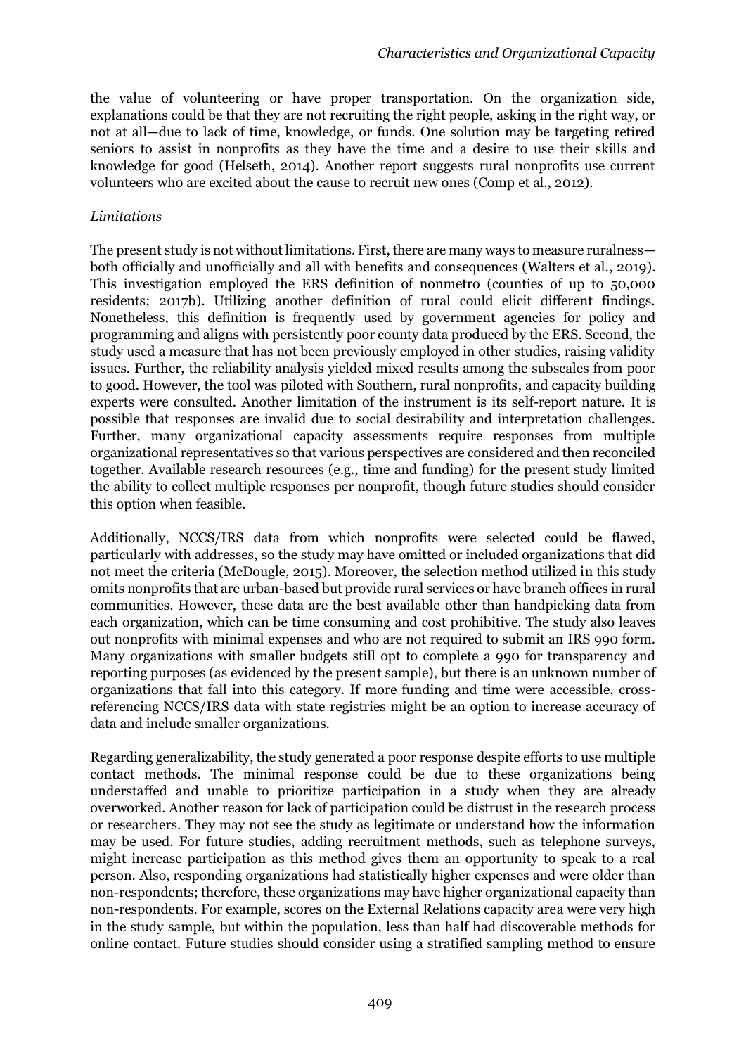the value of volunteering or have proper transportation. On the organization side, explanations could be that they are not recruiting the right people, asking in the right way, or not at all—due to lack of time, knowledge, or funds. One solution may be targeting retired seniors to assist in nonprofits as they have the time and a desire to use their skills and knowledge for good (Helseth, 2014). Another report suggests rural nonprofits use current volunteers who are excited about the cause to recruit new ones (Comp et al., 2012).

*Limitations*

The present study is not without limitations. First, there are many ways to measure ruralness—both officially and unofficially and all with benefits and consequences (Walters et al., 2019). This investigation employed the ERS definition of nonmetro (counties of up to 50,000 residents; 2017b). Utilizing another definition of rural could elicit different findings. Nonetheless, this definition is frequently used by government agencies for policy and programming and aligns with persistently poor county data produced by the ERS. Second, the study used a measure that has not been previously employed in other studies, raising validity issues. Further, the reliability analysis yielded mixed results among the subscales from poor to good. However, the tool was piloted with Southern, rural nonprofits, and capacity building experts were consulted. Another limitation of the instrument is its self-report nature. It is possible that responses are invalid due to social desirability and interpretation challenges. Further, many organizational capacity assessments require responses from multiple organizational representatives so that various perspectives are considered and then reconciled together. Available research resources (e.g., time and funding) for the present study limited the ability to collect multiple responses per nonprofit, though future studies should consider this option when feasible.

Additionally, NCCS/IRS data from which nonprofits were selected could be flawed, particularly with addresses, so the study may have omitted or included organizations that did not meet the criteria (McDougle, 2015). Moreover, the selection method utilized in this study omits nonprofits that are urban-based but provide rural services or have branch offices in rural communities. However, these data are the best available other than handpicking data from each organization, which can be time consuming and cost prohibitive. The study also leaves out nonprofits with minimal expenses and who are not required to submit an IRS 990 form. Many organizations with smaller budgets still opt to complete a 990 for transparency and reporting purposes (as evidenced by the present sample), but there is an unknown number of organizations that fall into this category. If more funding and time were accessible, cross-referencing NCCS/IRS data with state registries might be an option to increase accuracy of data and include smaller organizations.

Regarding generalizability, the study generated a poor response despite efforts to use multiple contact methods. The minimal response could be due to these organizations being understaffed and unable to prioritize participation in a study when they are already overworked. Another reason for lack of participation could be distrust in the research process or researchers. They may not see the study as legitimate or understand how the information may be used. For future studies, adding recruitment methods, such as telephone surveys, might increase participation as this method gives them an opportunity to speak to a real person. Also, responding organizations had statistically higher expenses and were older than non-respondents; therefore, these organizations may have higher organizational capacity than non-respondents. For example, scores on the External Relations capacity area were very high in the study sample, but within the population, less than half had discoverable methods for online contact. Future studies should consider using a stratified sampling method to ensure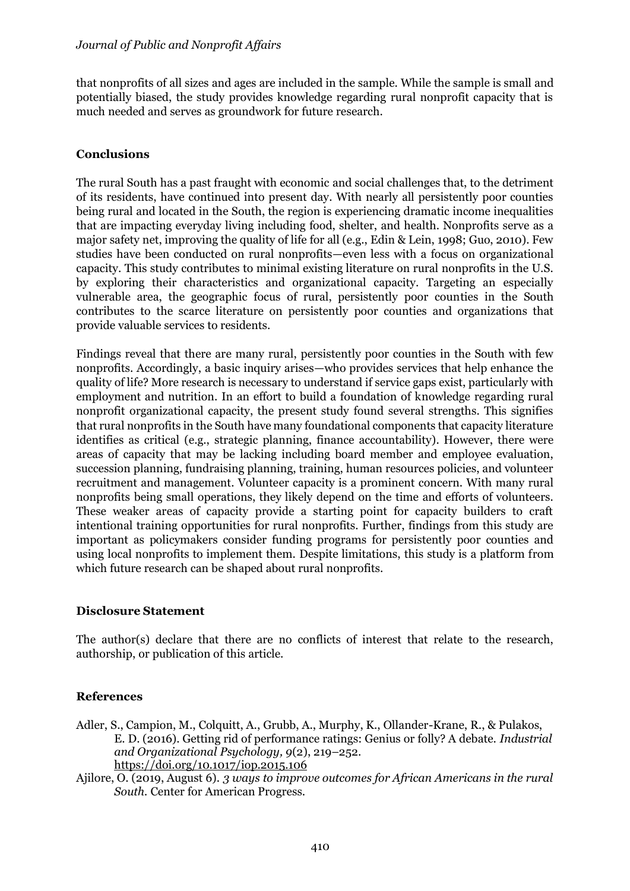that nonprofits of all sizes and ages are included in the sample. While the sample is small and potentially biased, the study provides knowledge regarding rural nonprofit capacity that is much needed and serves as groundwork for future research.

## Conclusions

The rural South has a past fraught with economic and social challenges that, to the detriment of its residents, have continued into present day. With nearly all persistently poor counties being rural and located in the South, the region is experiencing dramatic income inequalities that are impacting everyday living including food, shelter, and health. Nonprofits serve as a major safety net, improving the quality of life for all (e.g., Edin & Lein, 1998; Guo, 2010). Few studies have been conducted on rural nonprofits—even less with a focus on organizational capacity. This study contributes to minimal existing literature on rural nonprofits in the U.S. by exploring their characteristics and organizational capacity. Targeting an especially vulnerable area, the geographic focus of rural, persistently poor counties in the South contributes to the scarce literature on persistently poor counties and organizations that provide valuable services to residents.

Findings reveal that there are many rural, persistently poor counties in the South with few nonprofits. Accordingly, a basic inquiry arises—who provides services that help enhance the quality of life? More research is necessary to understand if service gaps exist, particularly with employment and nutrition. In an effort to build a foundation of knowledge regarding rural nonprofit organizational capacity, the present study found several strengths. This signifies that rural nonprofits in the South have many foundational components that capacity literature identifies as critical (e.g., strategic planning, finance accountability). However, there were areas of capacity that may be lacking including board member and employee evaluation, succession planning, fundraising planning, training, human resources policies, and volunteer recruitment and management. Volunteer capacity is a prominent concern. With many rural nonprofits being small operations, they likely depend on the time and efforts of volunteers. These weaker areas of capacity provide a starting point for capacity builders to craft intentional training opportunities for rural nonprofits. Further, findings from this study are important as policymakers consider funding programs for persistently poor counties and using local nonprofits to implement them. Despite limitations, this study is a platform from which future research can be shaped about rural nonprofits.

## Disclosure Statement

The author(s) declare that there are no conflicts of interest that relate to the research, authorship, or publication of this article.

## References

Adler, S., Campion, M., Colquitt, A., Grubb, A., Murphy, K., Ollander-Krane, R., & Pulakos, E. D. (2016). Getting rid of performance ratings: Genius or folly? A debate. *Industrial and Organizational Psychology, 9*(2), 219–252. https://doi.org/10.1017/iop.2015.106

Ajilore, O. (2019, August 6). *3 ways to improve outcomes for African Americans in the rural South*. Center for American Progress.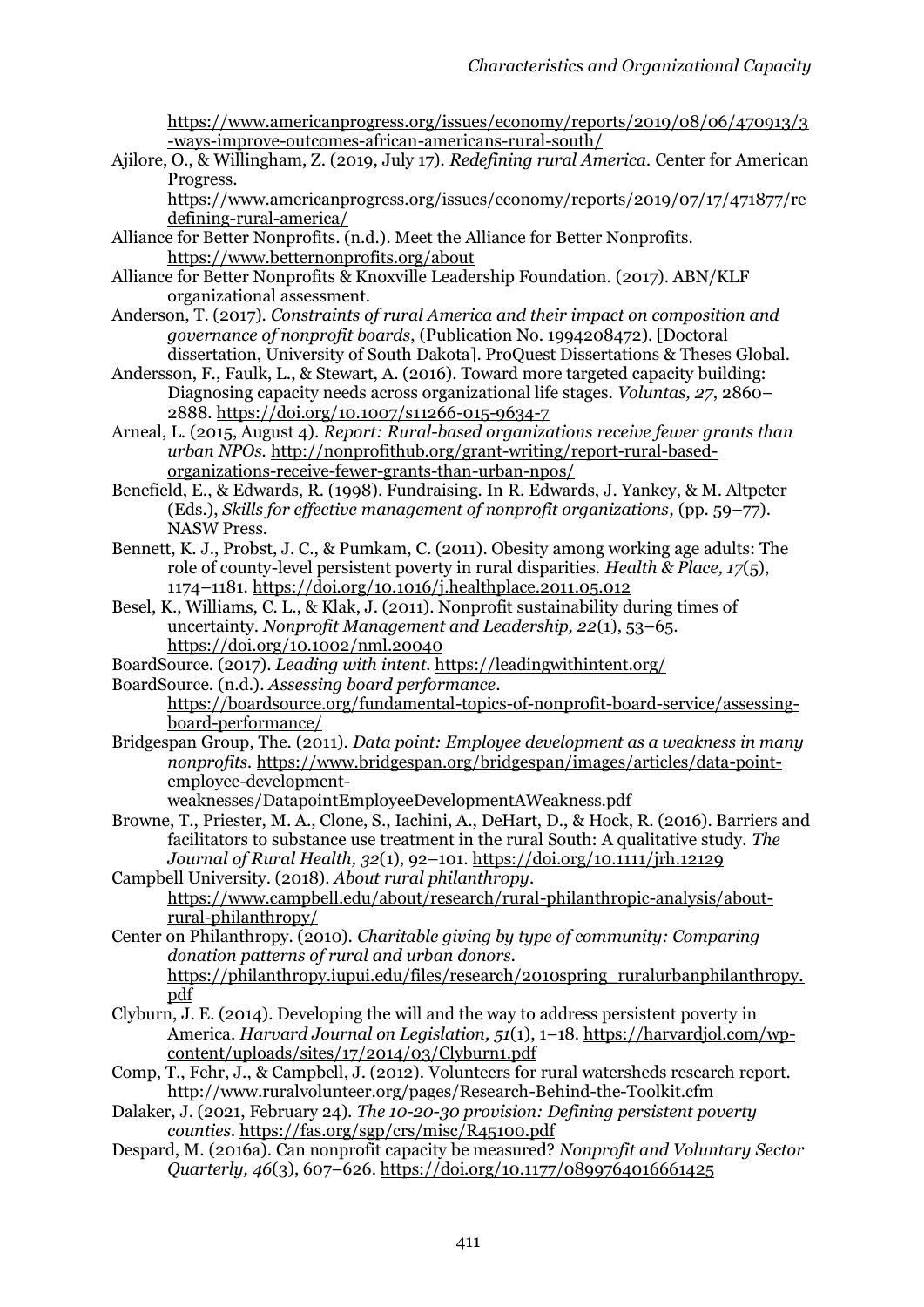https://www.americanprogress.org/issues/economy/reports/2019/08/06/470913/3-ways-improve-outcomes-african-americans-rural-south/

Ajilore, O., & Willingham, Z. (2019, July 17). *Redefining rural America.* Center for American Progress. https://www.americanprogress.org/issues/economy/reports/2019/07/17/471877/redefining-rural-america/

Alliance for Better Nonprofits. (n.d.). Meet the Alliance for Better Nonprofits. https://www.betternonprofits.org/about

Alliance for Better Nonprofits & Knoxville Leadership Foundation. (2017). ABN/KLF organizational assessment.

Anderson, T. (2017). *Constraints of rural America and their impact on composition and governance of nonprofit boards*, (Publication No. 1994208472). [Doctoral dissertation, University of South Dakota]. ProQuest Dissertations & Theses Global.

Andersson, F., Faulk, L., & Stewart, A. (2016). Toward more targeted capacity building: Diagnosing capacity needs across organizational life stages. *Voluntas, 27*, 2860–2888. https://doi.org/10.1007/s11266-015-9634-7

Arneal, L. (2015, August 4). *Report: Rural-based organizations receive fewer grants than urban NPOs.* http://nonprofithub.org/grant-writing/report-rural-based-organizations-receive-fewer-grants-than-urban-npos/

Benefield, E., & Edwards, R. (1998). Fundraising. In R. Edwards, J. Yankey, & M. Altpeter (Eds.), *Skills for effective management of nonprofit organizations,* (pp. 59–77). NASW Press.

Bennett, K. J., Probst, J. C., & Pumkam, C. (2011). Obesity among working age adults: The role of county-level persistent poverty in rural disparities. *Health & Place, 17*(5), 1174–1181. https://doi.org/10.1016/j.healthplace.2011.05.012

Besel, K., Williams, C. L., & Klak, J. (2011). Nonprofit sustainability during times of uncertainty. *Nonprofit Management and Leadership, 22*(1), 53–65. https://doi.org/10.1002/nml.20040

BoardSource. (2017). *Leading with intent*. https://leadingwithintent.org/

BoardSource. (n.d.). *Assessing board performance*. https://boardsource.org/fundamental-topics-of-nonprofit-board-service/assessing-board-performance/

Bridgespan Group, The. (2011). *Data point: Employee development as a weakness in many nonprofits.* https://www.bridgespan.org/bridgespan/images/articles/data-point-employee-development-weaknesses/DatapointEmployeeDevelopmentAWeakness.pdf

Browne, T., Priester, M. A., Clone, S., Iachini, A., DeHart, D., & Hock, R. (2016). Barriers and facilitators to substance use treatment in the rural South: A qualitative study. *The Journal of Rural Health, 32*(1), 92–101. https://doi.org/10.1111/jrh.12129

Campbell University. (2018). *About rural philanthropy*. https://www.campbell.edu/about/research/rural-philanthropic-analysis/about-rural-philanthropy/

Center on Philanthropy. (2010). *Charitable giving by type of community: Comparing donation patterns of rural and urban donors.* https://philanthropy.iupui.edu/files/research/2010spring_ruralurbanphilanthropy.pdf

Clyburn, J. E. (2014). Developing the will and the way to address persistent poverty in America. *Harvard Journal on Legislation, 51*(1), 1–18. https://harvardjol.com/wp-content/uploads/sites/17/2014/03/Clyburn1.pdf

Comp, T., Fehr, J., & Campbell, J. (2012). Volunteers for rural watersheds research report. http://www.ruralvolunteer.org/pages/Research-Behind-the-Toolkit.cfm

Dalaker, J. (2021, February 24). *The 10-20-30 provision: Defining persistent poverty counties.* https://fas.org/sgp/crs/misc/R45100.pdf

Despard, M. (2016a). Can nonprofit capacity be measured? *Nonprofit and Voluntary Sector Quarterly, 46*(3), 607–626. https://doi.org/10.1177/0899764016661425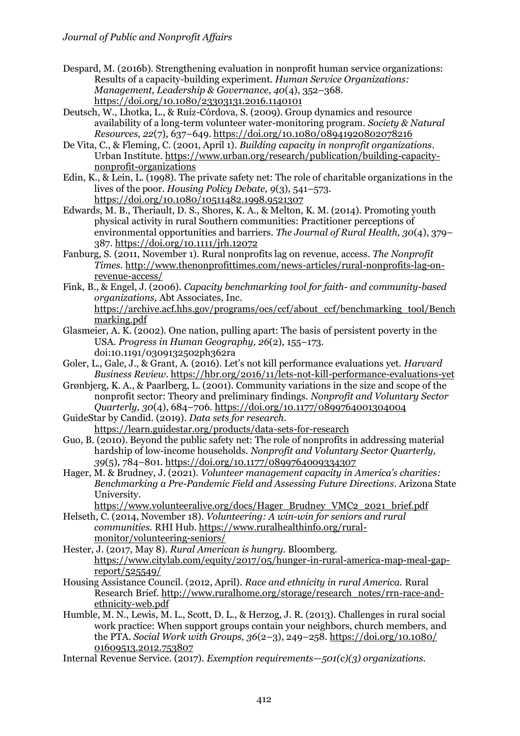Despard, M. (2016b). Strengthening evaluation in nonprofit human service organizations: Results of a capacity-building experiment. *Human Service Organizations: Management, Leadership & Governance, 40*(4), 352–368. https://doi.org/10.1080/23303131.2016.1140101

Deutsch, W., Lhotka, L., & Ruiz-Córdova, S. (2009). Group dynamics and resource availability of a long-term volunteer water-monitoring program. *Society & Natural Resources, 22*(7), 637–649. https://doi.org/10.1080/08941920802078216

De Vita, C., & Fleming, C. (2001, April 1). *Building capacity in nonprofit organizations*. Urban Institute. https://www.urban.org/research/publication/building-capacity-nonprofit-organizations

Edin, K., & Lein, L. (1998). The private safety net: The role of charitable organizations in the lives of the poor. *Housing Policy Debate, 9*(3), 541–573. https://doi.org/10.1080/10511482.1998.9521307

Edwards, M. B., Theriault, D. S., Shores, K. A., & Melton, K. M. (2014). Promoting youth physical activity in rural Southern communities: Practitioner perceptions of environmental opportunities and barriers. *The Journal of Rural Health, 30*(4), 379–387. https://doi.org/10.1111/jrh.12072

Fanburg, S. (2011, November 1). Rural nonprofits lag on revenue, access. *The Nonprofit Times*. http://www.thenonprofittimes.com/news-articles/rural-nonprofits-lag-on-revenue-access/

Fink, B., & Engel, J. (2006). *Capacity benchmarking tool for faith- and community-based organizations,* Abt Associates, Inc. https://archive.acf.hhs.gov/programs/ocs/ccf/about_ccf/benchmarking_tool/Benchmarking.pdf

Glasmeier, A. K. (2002). One nation, pulling apart: The basis of persistent poverty in the USA. *Progress in Human Geography, 26*(2), 155–173. doi:10.1191/0309132502ph362ra

Goler, L., Gale, J., & Grant, A. (2016). Let's not kill performance evaluations yet. *Harvard Business Review*. https://hbr.org/2016/11/lets-not-kill-performance-evaluations-yet

Grønbjerg, K. A., & Paarlberg, L. (2001). Community variations in the size and scope of the nonprofit sector: Theory and preliminary findings. *Nonprofit and Voluntary Sector Quarterly, 30*(4), 684–706. https://doi.org/10.1177/0899764001304004

GuideStar by Candid. (2019). *Data sets for research*. https://learn.guidestar.org/products/data-sets-for-research

Guo, B. (2010). Beyond the public safety net: The role of nonprofits in addressing material hardship of low-income households. *Nonprofit and Voluntary Sector Quarterly, 39*(5), 784–801. https://doi.org/10.1177/0899764009334307

Hager, M. & Brudney, J. (2021). *Volunteer management capacity in America's charities: Benchmarking a Pre-Pandemic Field and Assessing Future Directions*. Arizona State University. https://www.volunteeralive.org/docs/Hager_Brudney_VMC2_2021_brief.pdf

Helseth, C. (2014, November 18). *Volunteering: A win-win for seniors and rural communities.* RHI Hub. https://www.ruralhealthinfo.org/rural-monitor/volunteering-seniors/

Hester, J. (2017, May 8). *Rural American is hungry*. Bloomberg. https://www.citylab.com/equity/2017/05/hunger-in-rural-america-map-meal-gap-report/525549/

Housing Assistance Council. (2012, April). *Race and ethnicity in rural America.* Rural Research Brief. http://www.ruralhome.org/storage/research_notes/rrn-race-and-ethnicity-web.pdf

Humble, M. N., Lewis, M. L., Scott, D. L., & Herzog, J. R. (2013). Challenges in rural social work practice: When support groups contain your neighbors, church members, and the PTA. *Social Work with Groups, 36*(2–3), 249–258. https://doi.org/10.1080/01609513.2012.753807

Internal Revenue Service. (2017). *Exemption requirements—501(c)(3) organizations.*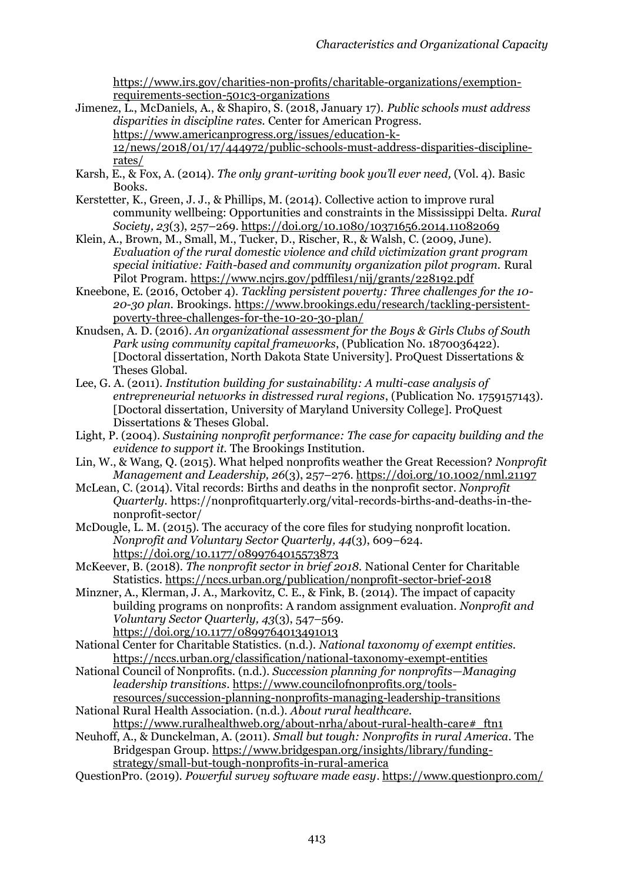https://www.irs.gov/charities-non-profits/charitable-organizations/exemption-requirements-section-501c3-organizations

Jimenez, L., McDaniels, A., & Shapiro, S. (2018, January 17). *Public schools must address disparities in discipline rates.* Center for American Progress. https://www.americanprogress.org/issues/education-k-12/news/2018/01/17/444972/public-schools-must-address-disparities-discipline-rates/

Karsh, E., & Fox, A. (2014). *The only grant-writing book you'll ever need,* (Vol. 4). Basic Books.

Kerstetter, K., Green, J. J., & Phillips, M. (2014). Collective action to improve rural community wellbeing: Opportunities and constraints in the Mississippi Delta. *Rural Society, 23*(3), 257–269. https://doi.org/10.1080/10371656.2014.11082069

Klein, A., Brown, M., Small, M., Tucker, D., Rischer, R., & Walsh, C. (2009, June). *Evaluation of the rural domestic violence and child victimization grant program special initiative: Faith-based and community organization pilot program.* Rural Pilot Program. https://www.ncjrs.gov/pdffiles1/nij/grants/228192.pdf

Kneebone, E. (2016, October 4). *Tackling persistent poverty: Three challenges for the 10-20-30 plan.* Brookings. https://www.brookings.edu/research/tackling-persistent-poverty-three-challenges-for-the-10-20-30-plan/

Knudsen, A. D. (2016). *An organizational assessment for the Boys & Girls Clubs of South Park using community capital frameworks*, (Publication No. 1870036422). [Doctoral dissertation, North Dakota State University]. ProQuest Dissertations & Theses Global.

Lee, G. A. (2011). *Institution building for sustainability: A multi-case analysis of entrepreneurial networks in distressed rural regions*, (Publication No. 1759157143). [Doctoral dissertation, University of Maryland University College]. ProQuest Dissertations & Theses Global.

Light, P. (2004). *Sustaining nonprofit performance: The case for capacity building and the evidence to support it.* The Brookings Institution.

Lin, W., & Wang, Q. (2015). What helped nonprofits weather the Great Recession? *Nonprofit Management and Leadership, 26*(3), 257–276. https://doi.org/10.1002/nml.21197

McLean, C. (2014). Vital records: Births and deaths in the nonprofit sector. *Nonprofit Quarterly.* https://nonprofitquarterly.org/vital-records-births-and-deaths-in-the-nonprofit-sector/

McDougle, L. M. (2015). The accuracy of the core files for studying nonprofit location. *Nonprofit and Voluntary Sector Quarterly, 44*(3), 609–624. https://doi.org/10.1177/0899764015573873

McKeever, B. (2018). *The nonprofit sector in brief 2018.* National Center for Charitable Statistics. https://nccs.urban.org/publication/nonprofit-sector-brief-2018

Minzner, A., Klerman, J. A., Markovitz, C. E., & Fink, B. (2014). The impact of capacity building programs on nonprofits: A random assignment evaluation. *Nonprofit and Voluntary Sector Quarterly, 43*(3), 547–569. https://doi.org/10.1177/0899764013491013

National Center for Charitable Statistics. (n.d.). *National taxonomy of exempt entities.* https://nccs.urban.org/classification/national-taxonomy-exempt-entities

National Council of Nonprofits. (n.d.). *Succession planning for nonprofits—Managing leadership transitions*. https://www.councilofnonprofits.org/tools-resources/succession-planning-nonprofits-managing-leadership-transitions

National Rural Health Association. (n.d.). *About rural healthcare.* https://www.ruralhealthweb.org/about-nrha/about-rural-health-care#_ftn1

Neuhoff, A., & Dunckelman, A. (2011). *Small but tough: Nonprofits in rural America*. The Bridgespan Group. https://www.bridgespan.org/insights/library/funding-strategy/small-but-tough-nonprofits-in-rural-america

QuestionPro. (2019). *Powerful survey software made easy*. https://www.questionpro.com/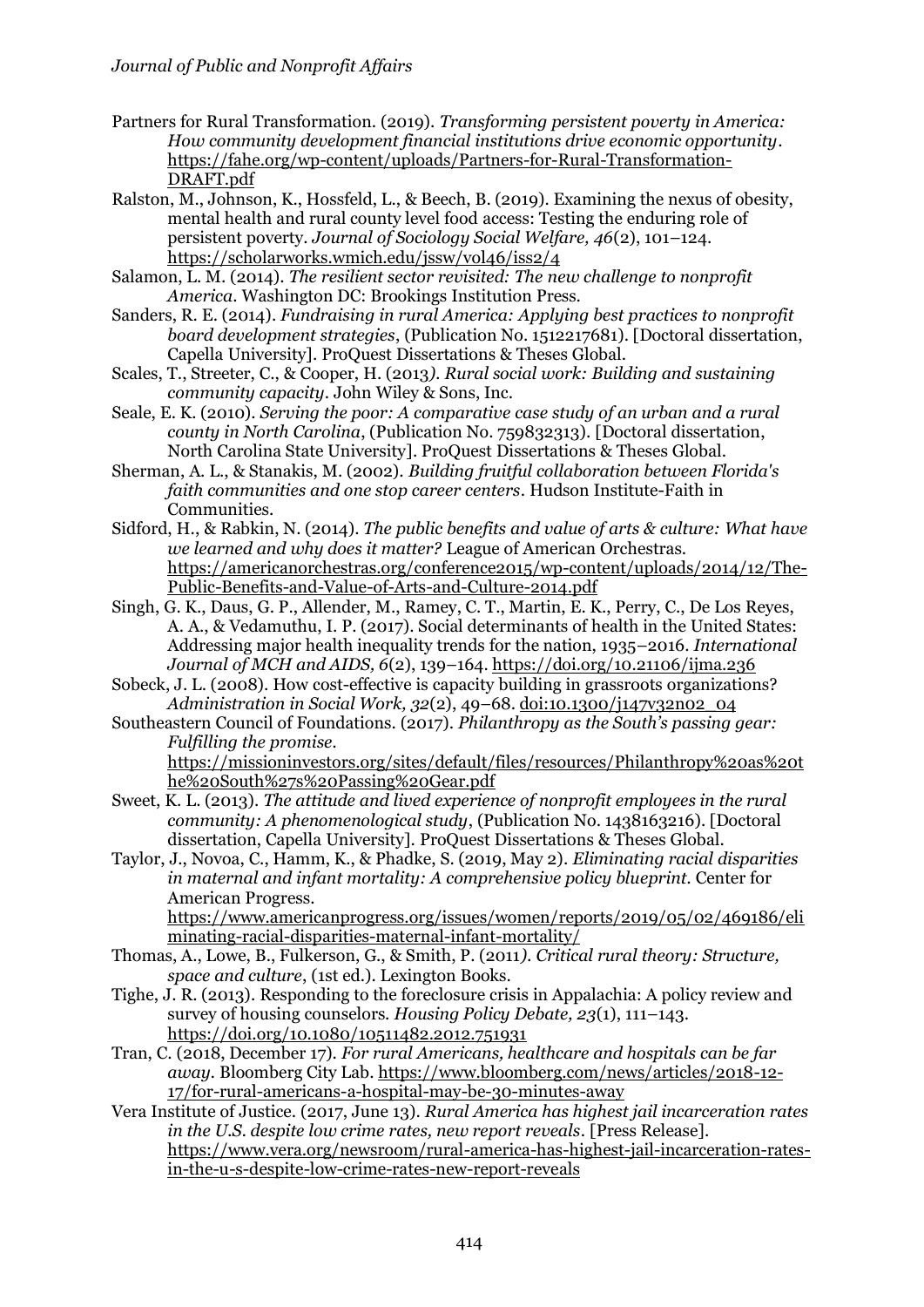Partners for Rural Transformation. (2019). *Transforming persistent poverty in America: How community development financial institutions drive economic opportunity*. https://fahe.org/wp-content/uploads/Partners-for-Rural-Transformation-DRAFT.pdf

Ralston, M., Johnson, K., Hossfeld, L., & Beech, B. (2019). Examining the nexus of obesity, mental health and rural county level food access: Testing the enduring role of persistent poverty. *Journal of Sociology Social Welfare, 46*(2), 101–124. https://scholarworks.wmich.edu/jssw/vol46/iss2/4

Salamon, L. M. (2014). *The resilient sector revisited: The new challenge to nonprofit America*. Washington DC: Brookings Institution Press.

Sanders, R. E. (2014). *Fundraising in rural America: Applying best practices to nonprofit board development strategies*, (Publication No. 1512217681). [Doctoral dissertation, Capella University]. ProQuest Dissertations & Theses Global.

Scales, T., Streeter, C., & Cooper, H. (2013*). Rural social work: Building and sustaining community capacity*. John Wiley & Sons, Inc.

Seale, E. K. (2010). *Serving the poor: A comparative case study of an urban and a rural county in North Carolina*, (Publication No. 759832313). [Doctoral dissertation, North Carolina State University]. ProQuest Dissertations & Theses Global.

Sherman, A. L., & Stanakis, M. (2002). *Building fruitful collaboration between Florida's faith communities and one stop career centers*. Hudson Institute-Faith in Communities.

Sidford, H., & Rabkin, N. (2014). *The public benefits and value of arts & culture: What have we learned and why does it matter?* League of American Orchestras. https://americanorchestras.org/conference2015/wp-content/uploads/2014/12/The-Public-Benefits-and-Value-of-Arts-and-Culture-2014.pdf

Singh, G. K., Daus, G. P., Allender, M., Ramey, C. T., Martin, E. K., Perry, C., De Los Reyes, A. A., & Vedamuthu, I. P. (2017). Social determinants of health in the United States: Addressing major health inequality trends for the nation, 1935–2016. *International Journal of MCH and AIDS, 6*(2), 139–164. https://doi.org/10.21106/ijma.236

Sobeck, J. L. (2008). How cost-effective is capacity building in grassroots organizations? *Administration in Social Work, 32*(2), 49–68. doi:10.1300/j147v32n02_04

Southeastern Council of Foundations. (2017). *Philanthropy as the South's passing gear: Fulfilling the promise*. https://missioninvestors.org/sites/default/files/resources/Philanthropy%20as%20the%20South%27s%20Passing%20Gear.pdf

Sweet, K. L. (2013). *The attitude and lived experience of nonprofit employees in the rural community: A phenomenological study*, (Publication No. 1438163216). [Doctoral dissertation, Capella University]. ProQuest Dissertations & Theses Global.

Taylor, J., Novoa, C., Hamm, K., & Phadke, S. (2019, May 2). *Eliminating racial disparities in maternal and infant mortality: A comprehensive policy blueprint*. Center for American Progress. https://www.americanprogress.org/issues/women/reports/2019/05/02/469186/eliminating-racial-disparities-maternal-infant-mortality/

Thomas, A., Lowe, B., Fulkerson, G., & Smith, P. (2011*). Critical rural theory: Structure, space and culture*, (1st ed.). Lexington Books.

Tighe, J. R. (2013). Responding to the foreclosure crisis in Appalachia: A policy review and survey of housing counselors. *Housing Policy Debate, 23*(1), 111–143. https://doi.org/10.1080/10511482.2012.751931

Tran, C. (2018, December 17). *For rural Americans, healthcare and hospitals can be far away*. Bloomberg City Lab. https://www.bloomberg.com/news/articles/2018-12-17/for-rural-americans-a-hospital-may-be-30-minutes-away

Vera Institute of Justice. (2017, June 13). *Rural America has highest jail incarceration rates in the U.S. despite low crime rates, new report reveals*. [Press Release]. https://www.vera.org/newsroom/rural-america-has-highest-jail-incarceration-rates-in-the-u-s-despite-low-crime-rates-new-report-reveals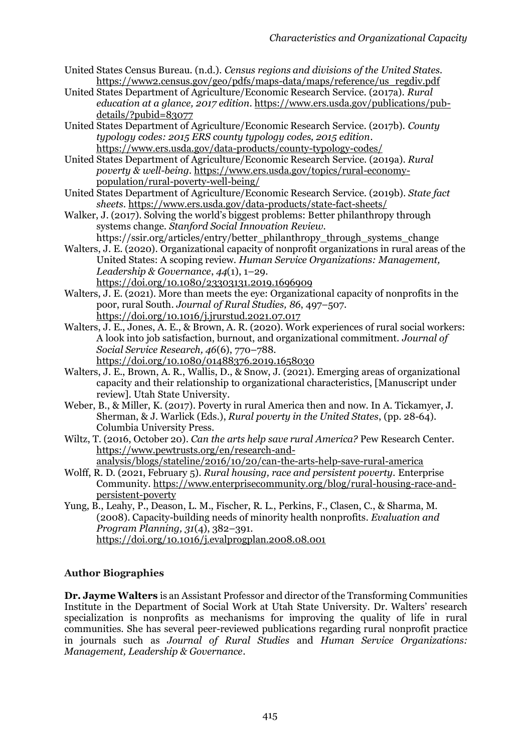United States Census Bureau. (n.d.). *Census regions and divisions of the United States*. https://www2.census.gov/geo/pdfs/maps-data/maps/reference/us_regdiv.pdf

United States Department of Agriculture/Economic Research Service. (2017a). *Rural education at a glance, 2017 edition*. https://www.ers.usda.gov/publications/pub-details/?pubid=83077

United States Department of Agriculture/Economic Research Service. (2017b). *County typology codes: 2015 ERS county typology codes, 2015 edition*. https://www.ers.usda.gov/data-products/county-typology-codes/

United States Department of Agriculture/Economic Research Service. (2019a). *Rural poverty & well-being*. https://www.ers.usda.gov/topics/rural-economy-population/rural-poverty-well-being/

United States Department of Agriculture/Economic Research Service. (2019b). *State fact sheets*. https://www.ers.usda.gov/data-products/state-fact-sheets/

Walker, J. (2017). Solving the world's biggest problems: Better philanthropy through systems change. *Stanford Social Innovation Review*. https://ssir.org/articles/entry/better_philanthropy_through_systems_change

Walters, J. E. (2020). Organizational capacity of nonprofit organizations in rural areas of the United States: A scoping review. *Human Service Organizations: Management, Leadership & Governance*, *44*(1), 1–29. https://doi.org/10.1080/23303131.2019.1696909

Walters, J. E. (2021). More than meets the eye: Organizational capacity of nonprofits in the poor, rural South. *Journal of Rural Studies, 86*, 497–507. https://doi.org/10.1016/j.jrurstud.2021.07.017

Walters, J. E., Jones, A. E., & Brown, A. R. (2020). Work experiences of rural social workers: A look into job satisfaction, burnout, and organizational commitment. *Journal of Social Service Research, 46*(6), 770–788. https://doi.org/10.1080/01488376.2019.1658030

Walters, J. E., Brown, A. R., Wallis, D., & Snow, J. (2021). Emerging areas of organizational capacity and their relationship to organizational characteristics, [Manuscript under review]. Utah State University.

Weber, B., & Miller, K. (2017). Poverty in rural America then and now. In A. Tickamyer, J. Sherman, & J. Warlick (Eds.), *Rural poverty in the United States*, (pp. 28-64). Columbia University Press.

Wiltz, T. (2016, October 20). *Can the arts help save rural America?* Pew Research Center. https://www.pewtrusts.org/en/research-and-analysis/blogs/stateline/2016/10/20/can-the-arts-help-save-rural-america

Wolff, R. D. (2021, February 5). *Rural housing, race and persistent poverty*. Enterprise Community. https://www.enterprisecommunity.org/blog/rural-housing-race-and-persistent-poverty

Yung, B., Leahy, P., Deason, L. M., Fischer, R. L., Perkins, F., Clasen, C., & Sharma, M. (2008). Capacity-building needs of minority health nonprofits. *Evaluation and Program Planning, 31*(4), 382–391. https://doi.org/10.1016/j.evalprogplan.2008.08.001

### Author Biographies

**Dr. Jayme Walters** is an Assistant Professor and director of the Transforming Communities Institute in the Department of Social Work at Utah State University. Dr. Walters' research specialization is nonprofits as mechanisms for improving the quality of life in rural communities. She has several peer-reviewed publications regarding rural nonprofit practice in journals such as *Journal of Rural Studies* and *Human Service Organizations: Management, Leadership & Governance*.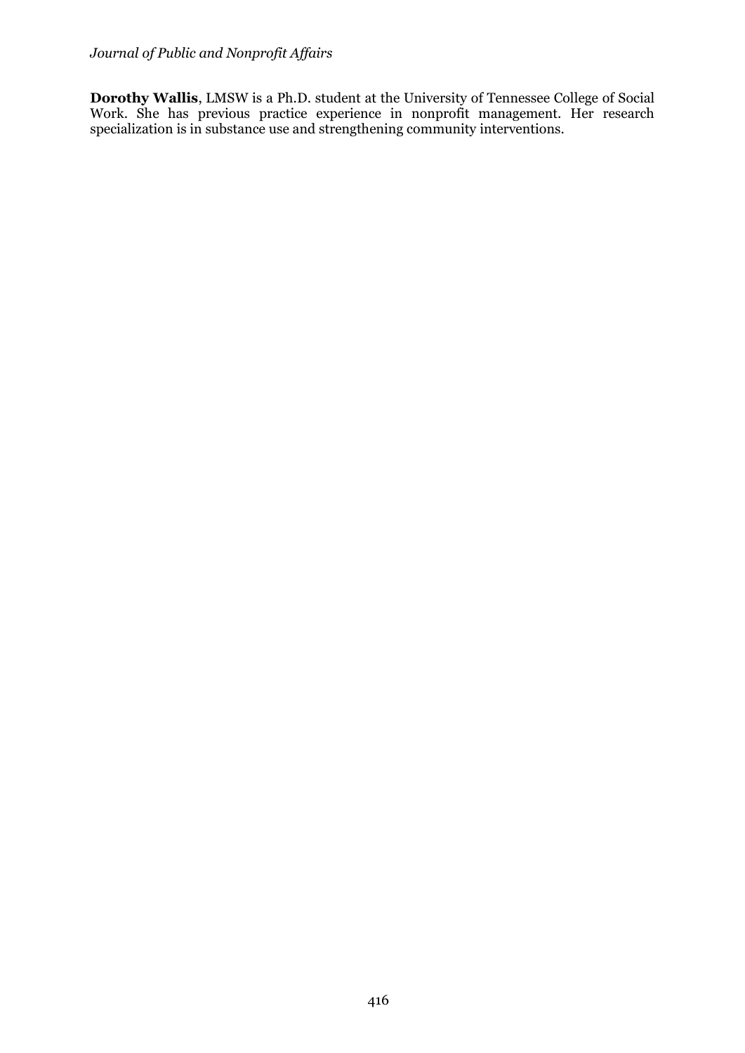**Dorothy Wallis**, LMSW is a Ph.D. student at the University of Tennessee College of Social Work. She has previous practice experience in nonprofit management. Her research specialization is in substance use and strengthening community interventions.